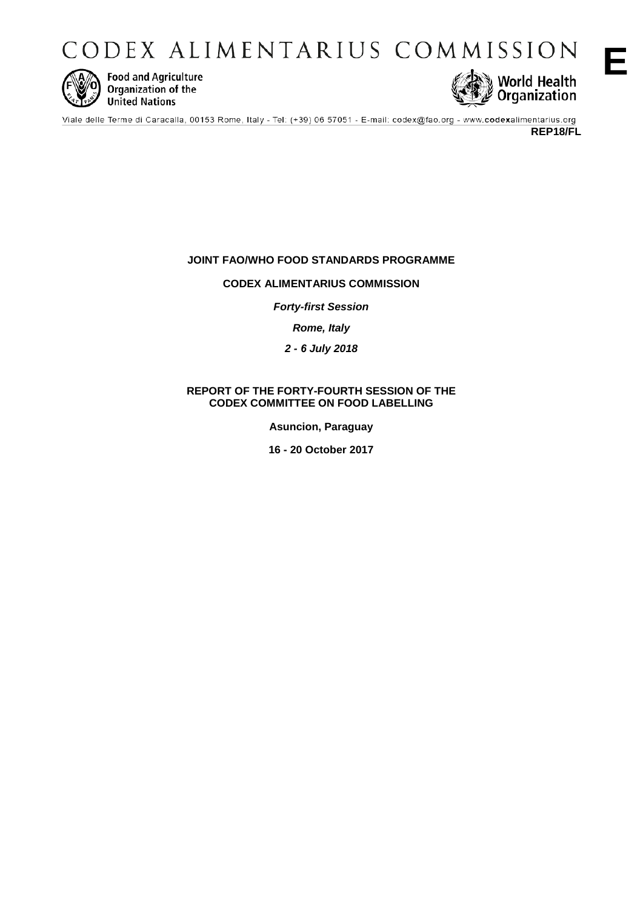# CODEX ALIMENTARIUS COMMISSION

**E**

Food and Agriculture Organization of the United Nations

World Health Organization

Viale delle Terme di Caracalla, 00153 Rome, Italy - Tel: (+39) 06 57051 - E-mail: codex@fao.org - www.codexalimentarius.org

**REP18/FL**

**JOINT FAO/WHO FOOD STANDARDS PROGRAMME**

**CODEX ALIMENTARIUS COMMISSION**

***Forty-first Session***

***Rome, Italy***

***2 - 6 July 2018***

**REPORT OF THE FORTY-FOURTH SESSION OF THE CODEX COMMITTEE ON FOOD LABELLING**

**Asuncion, Paraguay**

**16 - 20 October 2017**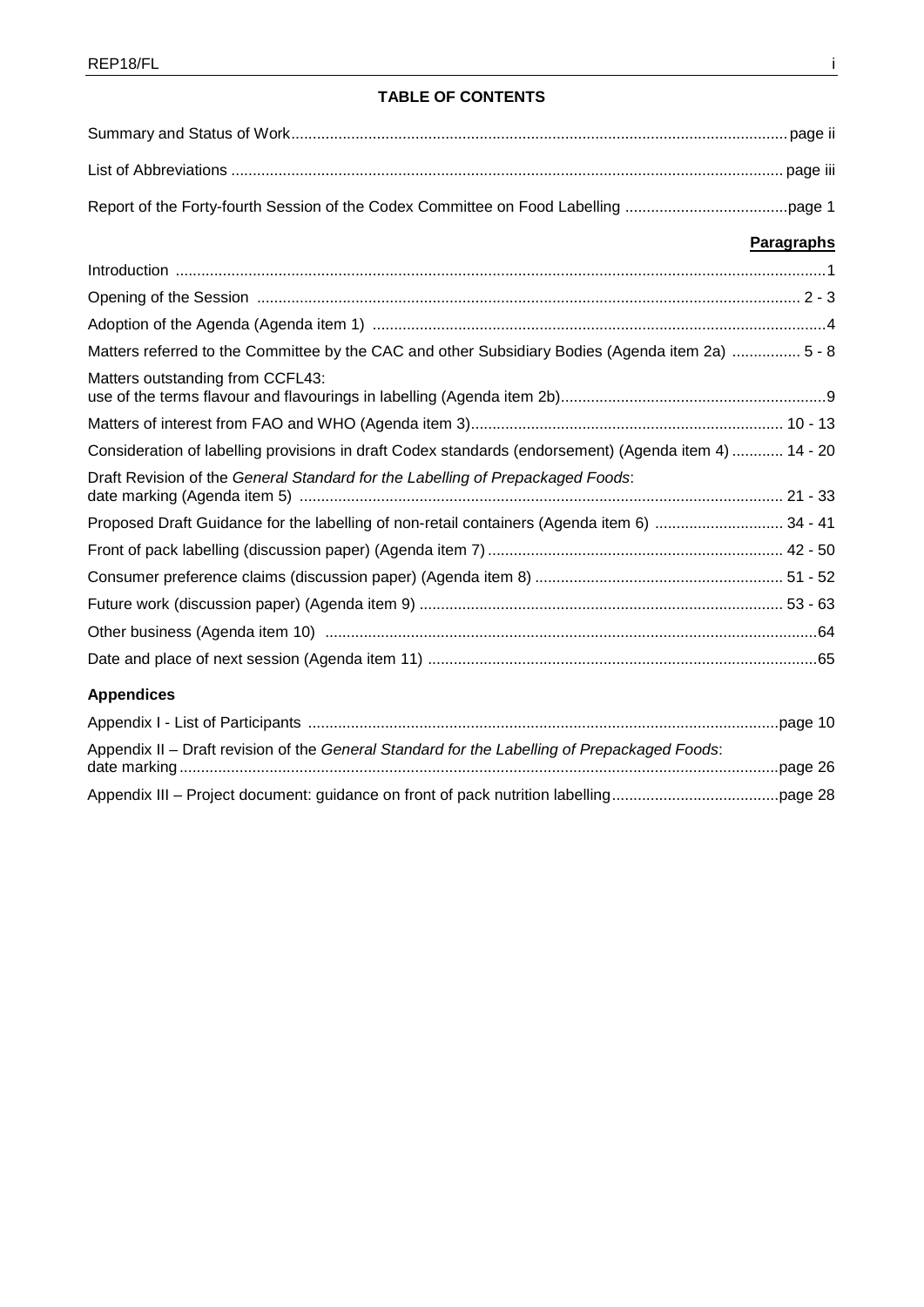**TABLE OF CONTENTS**

Summary and Status of Work ........ page ii

List of Abbreviations ........ page iii

Report of the Forty-fourth Session of the Codex Committee on Food Labelling ........ page 1

| | **Paragraphs** |
|---|---|
| Introduction | 1 |
| Opening of the Session | 2 - 3 |
| Adoption of the Agenda (Agenda item 1) | 4 |
| Matters referred to the Committee by the CAC and other Subsidiary Bodies (Agenda item 2a) | 5 - 8 |
| Matters outstanding from CCFL43: use of the terms flavour and flavourings in labelling (Agenda item 2b) | 9 |
| Matters of interest from FAO and WHO (Agenda item 3) | 10 - 13 |
| Consideration of labelling provisions in draft Codex standards (endorsement) (Agenda item 4) | 14 - 20 |
| Draft Revision of the *General Standard for the Labelling of Prepackaged Foods*: date marking (Agenda item 5) | 21 - 33 |
| Proposed Draft Guidance for the labelling of non-retail containers (Agenda item 6) | 34 - 41 |
| Front of pack labelling (discussion paper) (Agenda item 7) | 42 - 50 |
| Consumer preference claims (discussion paper) (Agenda item 8) | 51 - 52 |
| Future work (discussion paper) (Agenda item 9) | 53 - 63 |
| Other business (Agenda item 10) | 64 |
| Date and place of next session (Agenda item 11) | 65 |

**Appendices**

Appendix I - List of Participants ........ page 10

Appendix II – Draft revision of the *General Standard for the Labelling of Prepackaged Foods*: date marking ........ page 26

Appendix III – Project document: guidance on front of pack nutrition labelling ........ page 28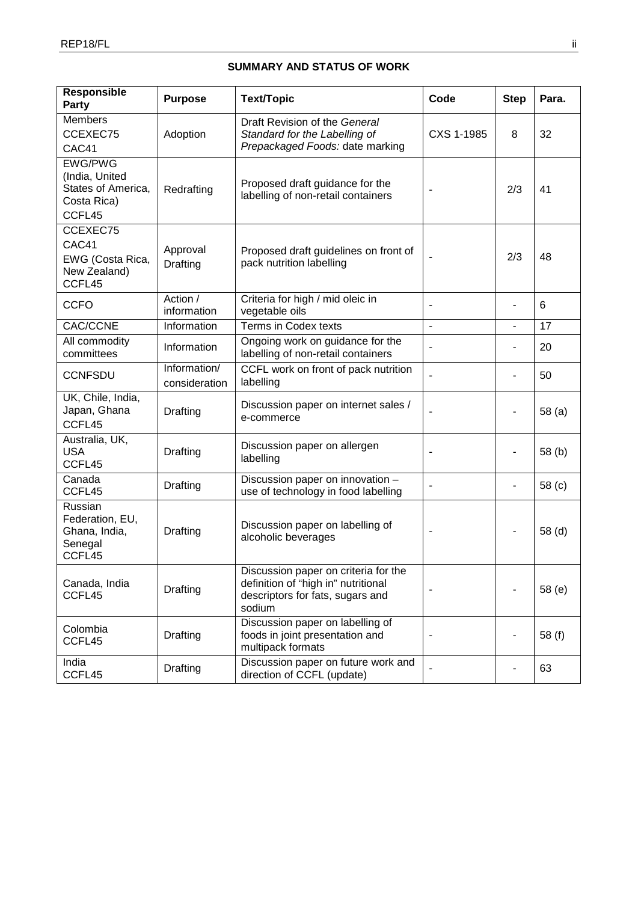**SUMMARY AND STATUS OF WORK**

| Responsible Party | Purpose | Text/Topic | Code | Step | Para. |
|---|---|---|---|---|---|
| Members<br>CCEXEC75<br>CAC41 | Adoption | Draft Revision of the *General Standard for the Labelling of Prepackaged Foods:* date marking | CXS 1-1985 | 8 | 32 |
| EWG/PWG (India, United States of America, Costa Rica)<br>CCFL45 | Redrafting | Proposed draft guidance for the labelling of non-retail containers | - | 2/3 | 41 |
| CCEXEC75<br>CAC41<br>EWG (Costa Rica, New Zealand)<br>CCFL45 | Approval<br>Drafting | Proposed draft guidelines on front of pack nutrition labelling | - | 2/3 | 48 |
| CCFO | Action / information | Criteria for high / mid oleic in vegetable oils | - | - | 6 |
| CAC/CCNE | Information | Terms in Codex texts | - | - | 17 |
| All commodity committees | Information | Ongoing work on guidance for the labelling of non-retail containers | - | - | 20 |
| CCNFSDU | Information/ consideration | CCFL work on front of pack nutrition labelling | - | - | 50 |
| UK, Chile, India, Japan, Ghana<br>CCFL45 | Drafting | Discussion paper on internet sales / e-commerce | - | - | 58 (a) |
| Australia, UK, USA<br>CCFL45 | Drafting | Discussion paper on allergen labelling | - | - | 58 (b) |
| Canada<br>CCFL45 | Drafting | Discussion paper on innovation – use of technology in food labelling | - | - | 58 (c) |
| Russian Federation, EU, Ghana, India, Senegal<br>CCFL45 | Drafting | Discussion paper on labelling of alcoholic beverages | - | - | 58 (d) |
| Canada, India<br>CCFL45 | Drafting | Discussion paper on criteria for the definition of "high in" nutritional descriptors for fats, sugars and sodium | - | - | 58 (e) |
| Colombia<br>CCFL45 | Drafting | Discussion paper on labelling of foods in joint presentation and multipack formats | - | - | 58 (f) |
| India<br>CCFL45 | Drafting | Discussion paper on future work and direction of CCFL (update) | - | - | 63 |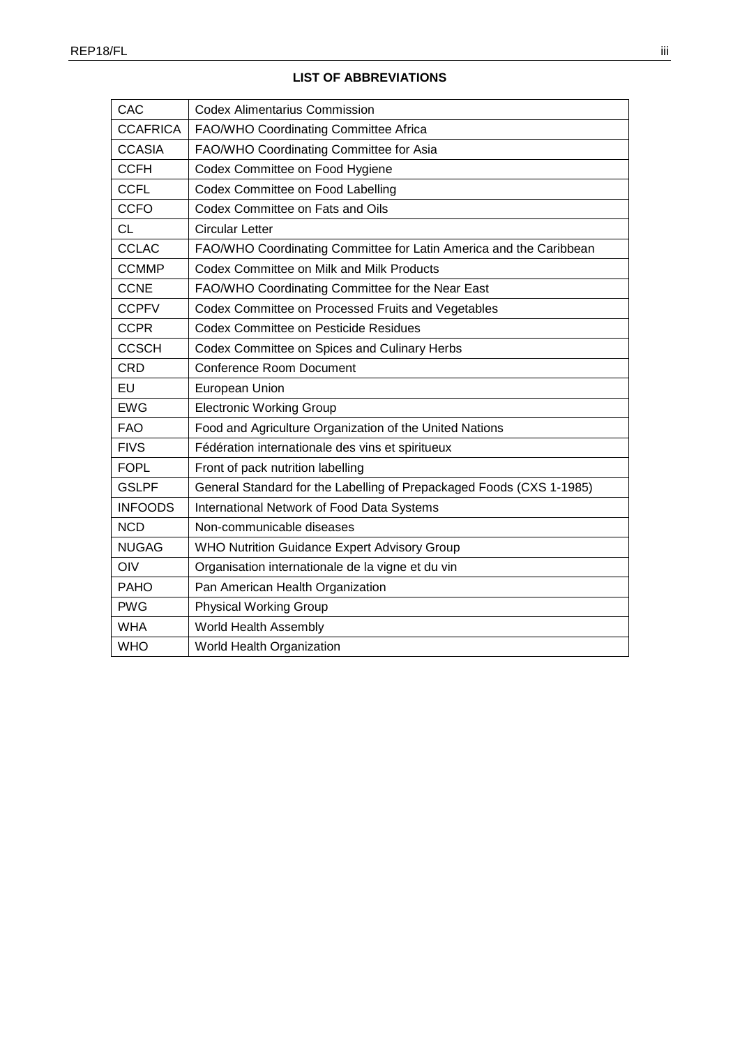**LIST OF ABBREVIATIONS**

| | |
|---|---|
| CAC | Codex Alimentarius Commission |
| CCAFRICA | FAO/WHO Coordinating Committee Africa |
| CCASIA | FAO/WHO Coordinating Committee for Asia |
| CCFH | Codex Committee on Food Hygiene |
| CCFL | Codex Committee on Food Labelling |
| CCFO | Codex Committee on Fats and Oils |
| CL | Circular Letter |
| CCLAC | FAO/WHO Coordinating Committee for Latin America and the Caribbean |
| CCMMP | Codex Committee on Milk and Milk Products |
| CCNE | FAO/WHO Coordinating Committee for the Near East |
| CCPFV | Codex Committee on Processed Fruits and Vegetables |
| CCPR | Codex Committee on Pesticide Residues |
| CCSCH | Codex Committee on Spices and Culinary Herbs |
| CRD | Conference Room Document |
| EU | European Union |
| EWG | Electronic Working Group |
| FAO | Food and Agriculture Organization of the United Nations |
| FIVS | Fédération internationale des vins et spiritueux |
| FOPL | Front of pack nutrition labelling |
| GSLPF | General Standard for the Labelling of Prepackaged Foods (CXS 1-1985) |
| INFOODS | International Network of Food Data Systems |
| NCD | Non-communicable diseases |
| NUGAG | WHO Nutrition Guidance Expert Advisory Group |
| OIV | Organisation internationale de la vigne et du vin |
| PAHO | Pan American Health Organization |
| PWG | Physical Working Group |
| WHA | World Health Assembly |
| WHO | World Health Organization |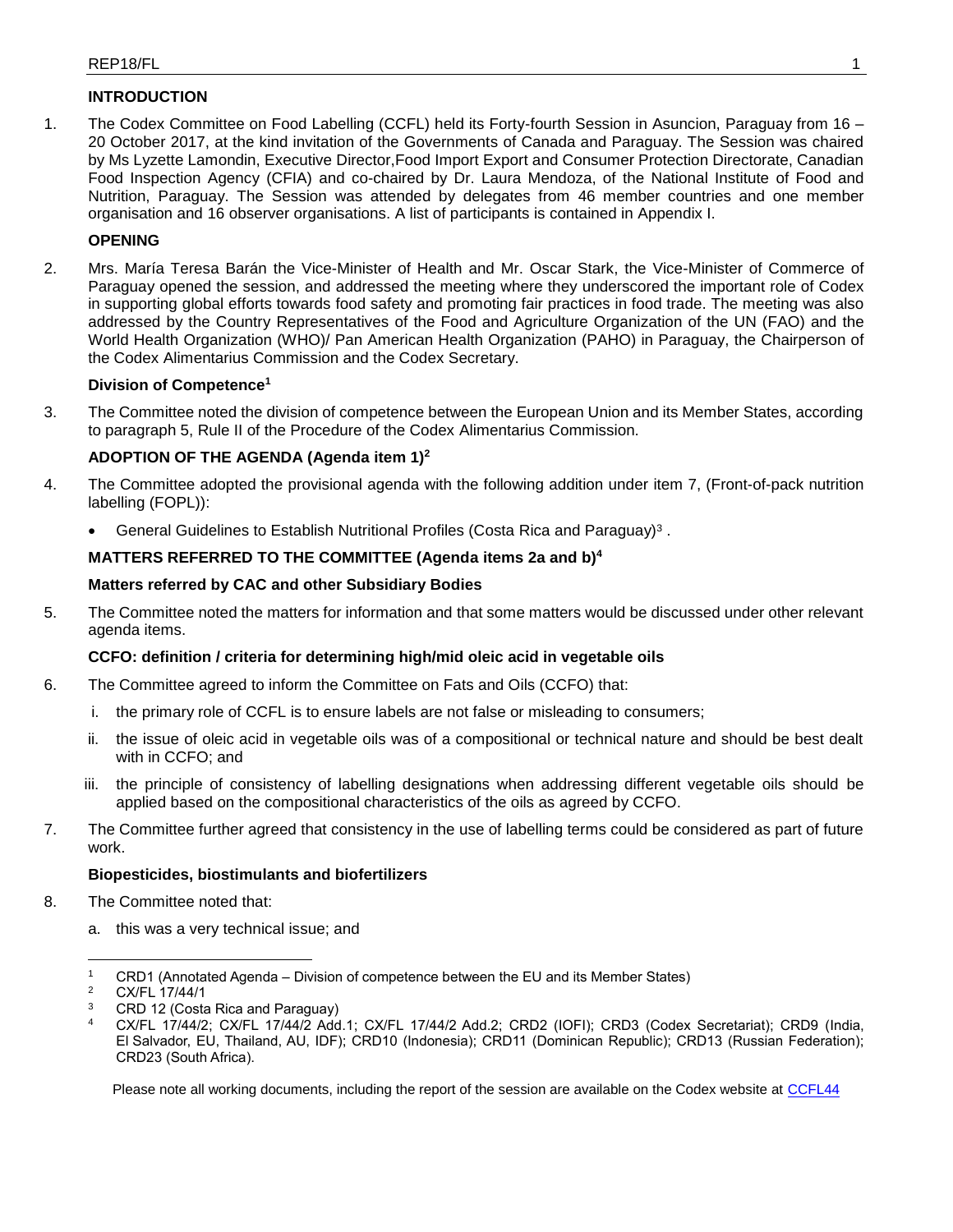## INTRODUCTION

1. The Codex Committee on Food Labelling (CCFL) held its Forty-fourth Session in Asuncion, Paraguay from 16 – 20 October 2017, at the kind invitation of the Governments of Canada and Paraguay. The Session was chaired by Ms Lyzette Lamondin, Executive Director,Food Import Export and Consumer Protection Directorate, Canadian Food Inspection Agency (CFIA) and co-chaired by Dr. Laura Mendoza, of the National Institute of Food and Nutrition, Paraguay. The Session was attended by delegates from 46 member countries and one member organisation and 16 observer organisations. A list of participants is contained in Appendix I.

## OPENING

2. Mrs. María Teresa Barán the Vice-Minister of Health and Mr. Oscar Stark, the Vice-Minister of Commerce of Paraguay opened the session, and addressed the meeting where they underscored the important role of Codex in supporting global efforts towards food safety and promoting fair practices in food trade. The meeting was also addressed by the Country Representatives of the Food and Agriculture Organization of the UN (FAO) and the World Health Organization (WHO)/ Pan American Health Organization (PAHO) in Paraguay, the Chairperson of the Codex Alimentarius Commission and the Codex Secretary.

### Division of Competence[1]

3. The Committee noted the division of competence between the European Union and its Member States, according to paragraph 5, Rule II of the Procedure of the Codex Alimentarius Commission.

## ADOPTION OF THE AGENDA (Agenda item 1)[2]

4. The Committee adopted the provisional agenda with the following addition under item 7, (Front-of-pack nutrition labelling (FOPL)):

   - General Guidelines to Establish Nutritional Profiles (Costa Rica and Paraguay)[3] .

## MATTERS REFERRED TO THE COMMITTEE (Agenda items 2a and b)[4]

### Matters referred by CAC and other Subsidiary Bodies

5. The Committee noted the matters for information and that some matters would be discussed under other relevant agenda items.

### CCFO: definition / criteria for determining high/mid oleic acid in vegetable oils

6. The Committee agreed to inform the Committee on Fats and Oils (CCFO) that:

   i. the primary role of CCFL is to ensure labels are not false or misleading to consumers;

   ii. the issue of oleic acid in vegetable oils was of a compositional or technical nature and should be best dealt with in CCFO; and

   iii. the principle of consistency of labelling designations when addressing different vegetable oils should be applied based on the compositional characteristics of the oils as agreed by CCFO.

7. The Committee further agreed that consistency in the use of labelling terms could be considered as part of future work.

### Biopesticides, biostimulants and biofertilizers

8. The Committee noted that:

   a. this was a very technical issue; and

---

[1] CRD1 (Annotated Agenda – Division of competence between the EU and its Member States)

[2] CX/FL 17/44/1

[3] CRD 12 (Costa Rica and Paraguay)

[4] CX/FL 17/44/2; CX/FL 17/44/2 Add.1; CX/FL 17/44/2 Add.2; CRD2 (IOFI); CRD3 (Codex Secretariat); CRD9 (India, El Salvador, EU, Thailand, AU, IDF); CRD10 (Indonesia); CRD11 (Dominican Republic); CRD13 (Russian Federation); CRD23 (South Africa).

Please note all working documents, including the report of the session are available on the Codex website at CCFL44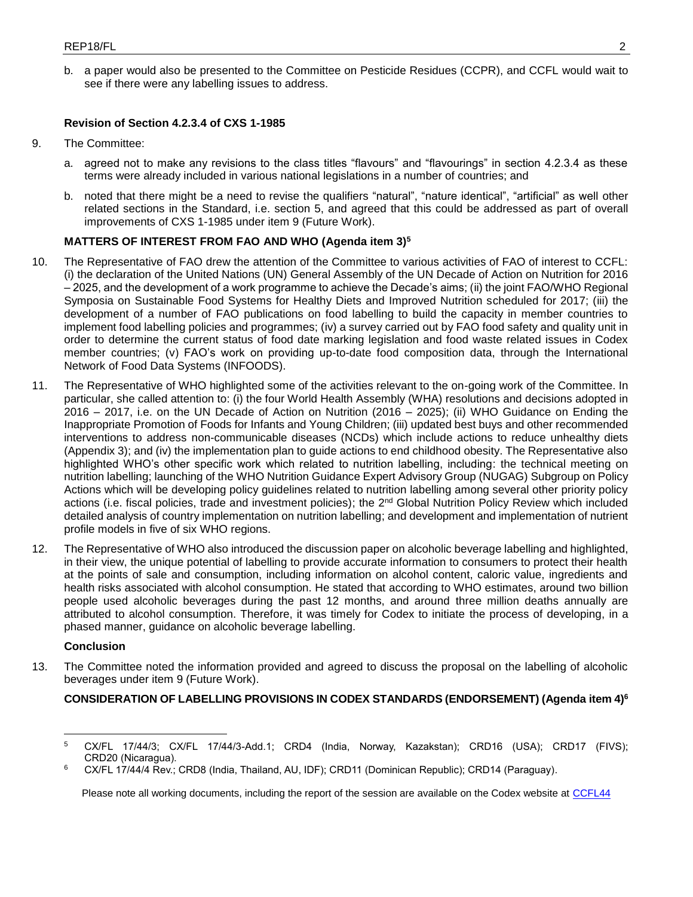b. a paper would also be presented to the Committee on Pesticide Residues (CCPR), and CCFL would wait to see if there were any labelling issues to address.

**Revision of Section 4.2.3.4 of CXS 1-1985**

9. The Committee:

   a. agreed not to make any revisions to the class titles "flavours" and "flavourings" in section 4.2.3.4 as these terms were already included in various national legislations in a number of countries; and

   b. noted that there might be a need to revise the qualifiers "natural", "nature identical", "artificial" as well other related sections in the Standard, i.e. section 5, and agreed that this could be addressed as part of overall improvements of CXS 1-1985 under item 9 (Future Work).

## MATTERS OF INTEREST FROM FAO AND WHO (Agenda item 3)[5]

10. The Representative of FAO drew the attention of the Committee to various activities of FAO of interest to CCFL: (i) the declaration of the United Nations (UN) General Assembly of the UN Decade of Action on Nutrition for 2016 – 2025, and the development of a work programme to achieve the Decade's aims; (ii) the joint FAO/WHO Regional Symposia on Sustainable Food Systems for Healthy Diets and Improved Nutrition scheduled for 2017; (iii) the development of a number of FAO publications on food labelling to build the capacity in member countries to implement food labelling policies and programmes; (iv) a survey carried out by FAO food safety and quality unit in order to determine the current status of food date marking legislation and food waste related issues in Codex member countries; (v) FAO's work on providing up-to-date food composition data, through the International Network of Food Data Systems (INFOODS).

11. The Representative of WHO highlighted some of the activities relevant to the on-going work of the Committee. In particular, she called attention to: (i) the four World Health Assembly (WHA) resolutions and decisions adopted in 2016 – 2017, i.e. on the UN Decade of Action on Nutrition (2016 – 2025); (ii) WHO Guidance on Ending the Inappropriate Promotion of Foods for Infants and Young Children; (iii) updated best buys and other recommended interventions to address non-communicable diseases (NCDs) which include actions to reduce unhealthy diets (Appendix 3); and (iv) the implementation plan to guide actions to end childhood obesity. The Representative also highlighted WHO's other specific work which related to nutrition labelling, including: the technical meeting on nutrition labelling; launching of the WHO Nutrition Guidance Expert Advisory Group (NUGAG) Subgroup on Policy Actions which will be developing policy guidelines related to nutrition labelling among several other priority policy actions (i.e. fiscal policies, trade and investment policies); the 2nd Global Nutrition Policy Review which included detailed analysis of country implementation on nutrition labelling; and development and implementation of nutrient profile models in five of six WHO regions.

12. The Representative of WHO also introduced the discussion paper on alcoholic beverage labelling and highlighted, in their view, the unique potential of labelling to provide accurate information to consumers to protect their health at the points of sale and consumption, including information on alcohol content, caloric value, ingredients and health risks associated with alcohol consumption. He stated that according to WHO estimates, around two billion people used alcoholic beverages during the past 12 months, and around three million deaths annually are attributed to alcohol consumption. Therefore, it was timely for Codex to initiate the process of developing, in a phased manner, guidance on alcoholic beverage labelling.

**Conclusion**

13. The Committee noted the information provided and agreed to discuss the proposal on the labelling of alcoholic beverages under item 9 (Future Work).

## CONSIDERATION OF LABELLING PROVISIONS IN CODEX STANDARDS (ENDORSEMENT) (Agenda item 4)[6]

---

[5] CX/FL 17/44/3; CX/FL 17/44/3-Add.1; CRD4 (India, Norway, Kazakstan); CRD16 (USA); CRD17 (FIVS); CRD20 (Nicaragua).

[6] CX/FL 17/44/4 Rev.; CRD8 (India, Thailand, AU, IDF); CRD11 (Dominican Republic); CRD14 (Paraguay).

Please note all working documents, including the report of the session are available on the Codex website at CCFL44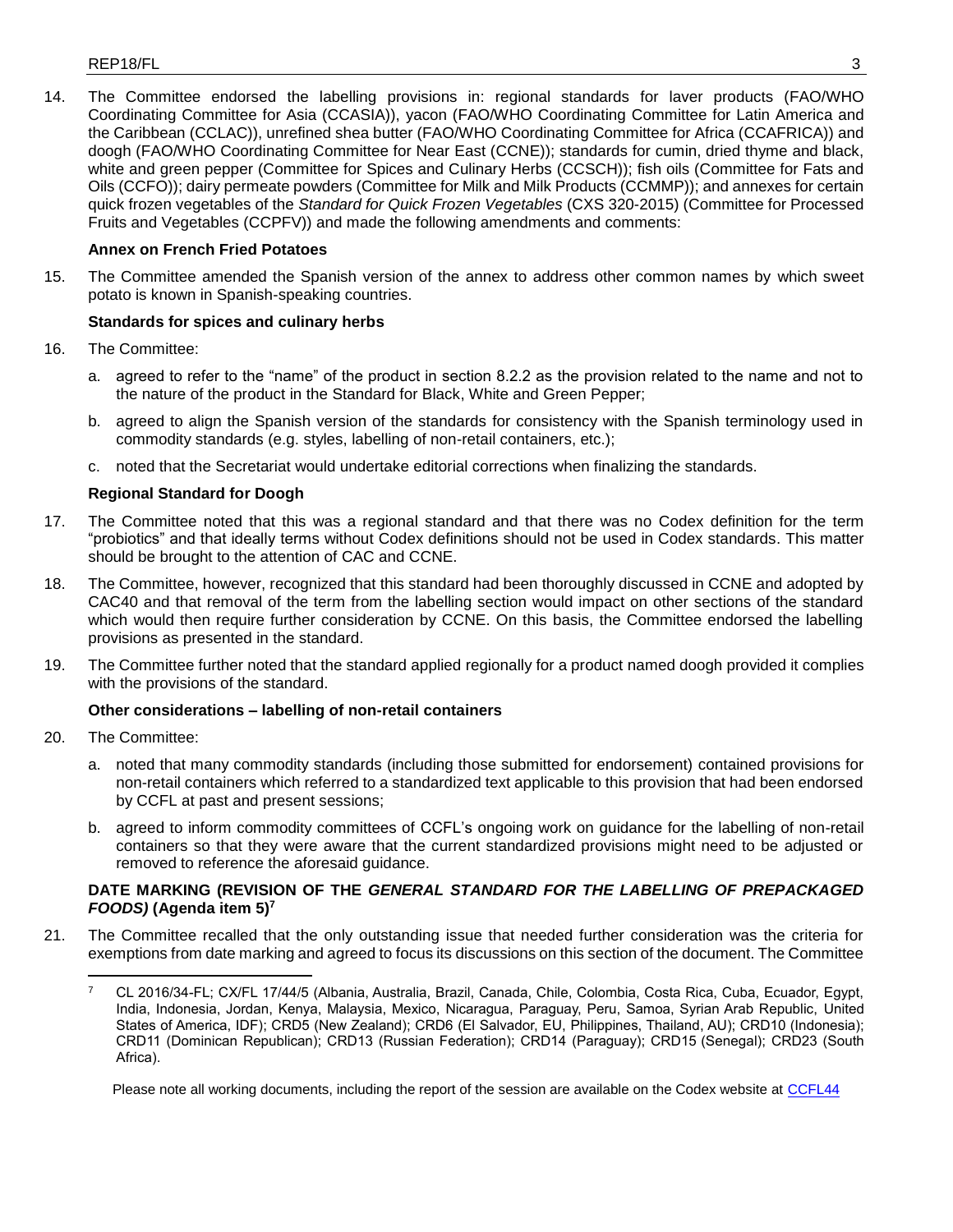14. The Committee endorsed the labelling provisions in: regional standards for laver products (FAO/WHO Coordinating Committee for Asia (CCASIA)), yacon (FAO/WHO Coordinating Committee for Latin America and the Caribbean (CCLAC)), unrefined shea butter (FAO/WHO Coordinating Committee for Africa (CCAFRICA)) and doogh (FAO/WHO Coordinating Committee for Near East (CCNE)); standards for cumin, dried thyme and black, white and green pepper (Committee for Spices and Culinary Herbs (CCSCH)); fish oils (Committee for Fats and Oils (CCFO)); dairy permeate powders (Committee for Milk and Milk Products (CCMMP)); and annexes for certain quick frozen vegetables of the *Standard for Quick Frozen Vegetables* (CXS 320-2015) (Committee for Processed Fruits and Vegetables (CCPFV)) and made the following amendments and comments:

**Annex on French Fried Potatoes**

15. The Committee amended the Spanish version of the annex to address other common names by which sweet potato is known in Spanish-speaking countries.

**Standards for spices and culinary herbs**

16. The Committee:

    a. agreed to refer to the "name" of the product in section 8.2.2 as the provision related to the name and not to the nature of the product in the Standard for Black, White and Green Pepper;

    b. agreed to align the Spanish version of the standards for consistency with the Spanish terminology used in commodity standards (e.g. styles, labelling of non-retail containers, etc.);

    c. noted that the Secretariat would undertake editorial corrections when finalizing the standards.

**Regional Standard for Doogh**

17. The Committee noted that this was a regional standard and that there was no Codex definition for the term "probiotics" and that ideally terms without Codex definitions should not be used in Codex standards. This matter should be brought to the attention of CAC and CCNE.

18. The Committee, however, recognized that this standard had been thoroughly discussed in CCNE and adopted by CAC40 and that removal of the term from the labelling section would impact on other sections of the standard which would then require further consideration by CCNE. On this basis, the Committee endorsed the labelling provisions as presented in the standard.

19. The Committee further noted that the standard applied regionally for a product named doogh provided it complies with the provisions of the standard.

**Other considerations – labelling of non-retail containers**

20. The Committee:

    a. noted that many commodity standards (including those submitted for endorsement) contained provisions for non-retail containers which referred to a standardized text applicable to this provision that had been endorsed by CCFL at past and present sessions;

    b. agreed to inform commodity committees of CCFL's ongoing work on guidance for the labelling of non-retail containers so that they were aware that the current standardized provisions might need to be adjusted or removed to reference the aforesaid guidance.

**DATE MARKING (REVISION OF THE *GENERAL STANDARD FOR THE LABELLING OF PREPACKAGED FOODS)* (Agenda item 5)[7]**

21. The Committee recalled that the only outstanding issue that needed further consideration was the criteria for exemptions from date marking and agreed to focus its discussions on this section of the document. The Committee

[7] CL 2016/34-FL; CX/FL 17/44/5 (Albania, Australia, Brazil, Canada, Chile, Colombia, Costa Rica, Cuba, Ecuador, Egypt, India, Indonesia, Jordan, Kenya, Malaysia, Mexico, Nicaragua, Paraguay, Peru, Samoa, Syrian Arab Republic, United States of America, IDF); CRD5 (New Zealand); CRD6 (El Salvador, EU, Philippines, Thailand, AU); CRD10 (Indonesia); CRD11 (Dominican Republican); CRD13 (Russian Federation); CRD14 (Paraguay); CRD15 (Senegal); CRD23 (South Africa).

Please note all working documents, including the report of the session are available on the Codex website at CCFL44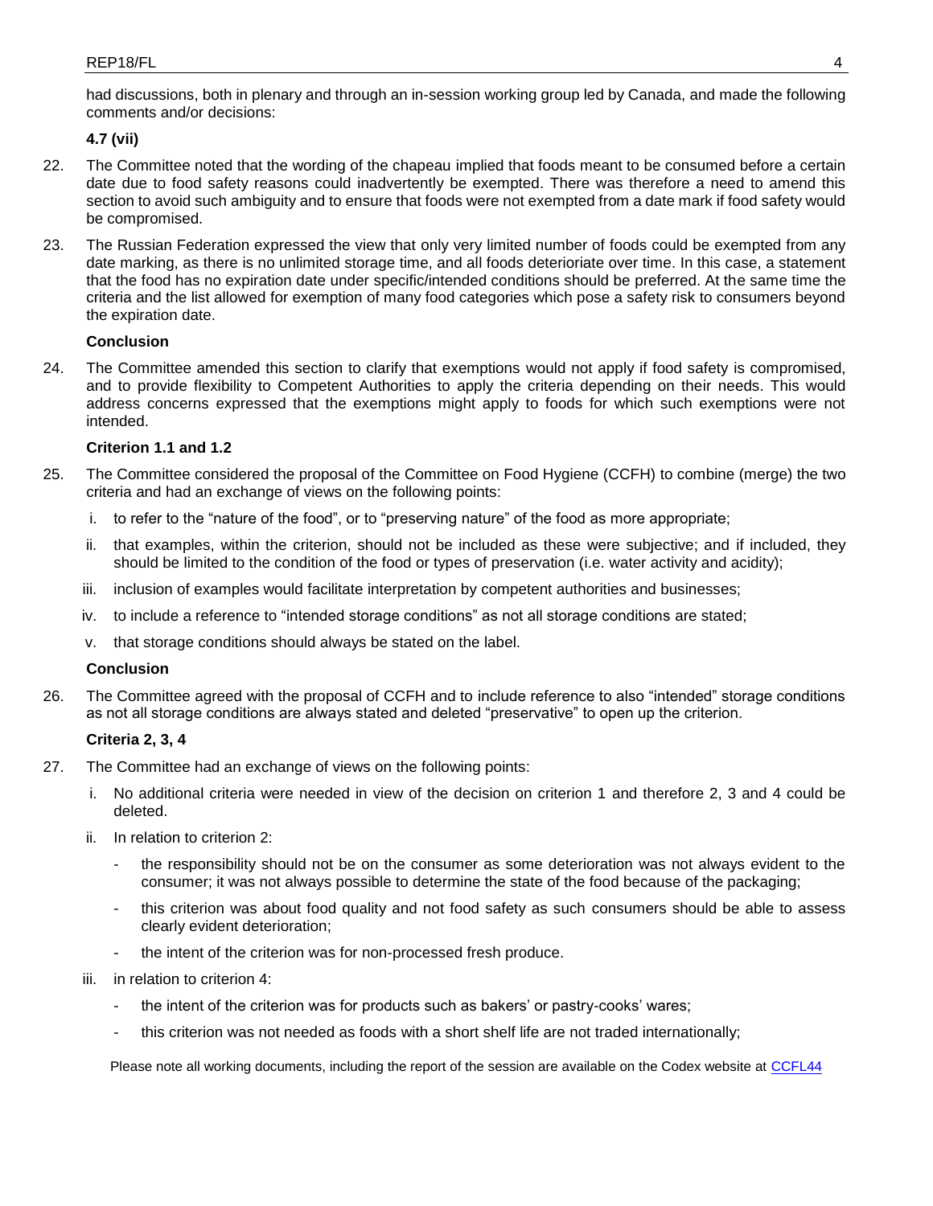had discussions, both in plenary and through an in-session working group led by Canada, and made the following comments and/or decisions:

**4.7 (vii)**

22. The Committee noted that the wording of the chapeau implied that foods meant to be consumed before a certain date due to food safety reasons could inadvertently be exempted. There was therefore a need to amend this section to avoid such ambiguity and to ensure that foods were not exempted from a date mark if food safety would be compromised.

23. The Russian Federation expressed the view that only very limited number of foods could be exempted from any date marking, as there is no unlimited storage time, and all foods deterioriate over time. In this case, a statement that the food has no expiration date under specific/intended conditions should be preferred. At the same time the criteria and the list allowed for exemption of many food categories which pose a safety risk to consumers beyond the expiration date.

**Conclusion**

24. The Committee amended this section to clarify that exemptions would not apply if food safety is compromised, and to provide flexibility to Competent Authorities to apply the criteria depending on their needs. This would address concerns expressed that the exemptions might apply to foods for which such exemptions were not intended.

**Criterion 1.1 and 1.2**

25. The Committee considered the proposal of the Committee on Food Hygiene (CCFH) to combine (merge) the two criteria and had an exchange of views on the following points:

   i. to refer to the "nature of the food", or to "preserving nature" of the food as more appropriate;

   ii. that examples, within the criterion, should not be included as these were subjective; and if included, they should be limited to the condition of the food or types of preservation (i.e. water activity and acidity);

   iii. inclusion of examples would facilitate interpretation by competent authorities and businesses;

   iv. to include a reference to "intended storage conditions" as not all storage conditions are stated;

   v. that storage conditions should always be stated on the label.

**Conclusion**

26. The Committee agreed with the proposal of CCFH and to include reference to also "intended" storage conditions as not all storage conditions are always stated and deleted "preservative" to open up the criterion.

**Criteria 2, 3, 4**

27. The Committee had an exchange of views on the following points:

   i. No additional criteria were needed in view of the decision on criterion 1 and therefore 2, 3 and 4 could be deleted.

   ii. In relation to criterion 2:

      - the responsibility should not be on the consumer as some deterioration was not always evident to the consumer; it was not always possible to determine the state of the food because of the packaging;
      - this criterion was about food quality and not food safety as such consumers should be able to assess clearly evident deterioration;
      - the intent of the criterion was for non-processed fresh produce.

   iii. in relation to criterion 4:

      - the intent of the criterion was for products such as bakers' or pastry-cooks' wares;
      - this criterion was not needed as foods with a short shelf life are not traded internationally;

Please note all working documents, including the report of the session are available on the Codex website at CCFL44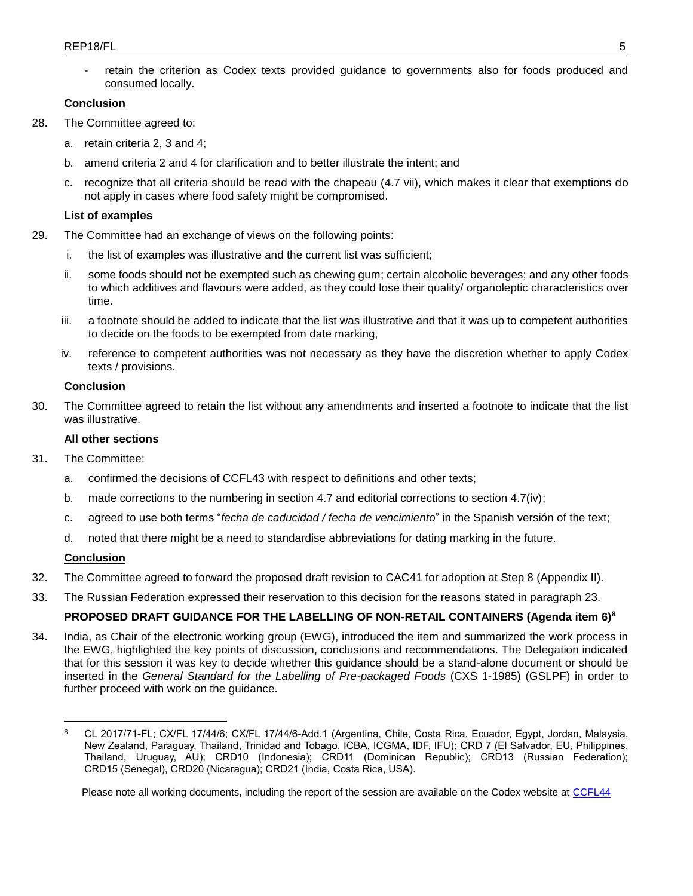- retain the criterion as Codex texts provided guidance to governments also for foods produced and consumed locally.

**Conclusion**

28. The Committee agreed to:

    a. retain criteria 2, 3 and 4;

    b. amend criteria 2 and 4 for clarification and to better illustrate the intent; and

    c. recognize that all criteria should be read with the chapeau (4.7 vii), which makes it clear that exemptions do not apply in cases where food safety might be compromised.

**List of examples**

29. The Committee had an exchange of views on the following points:

    i. the list of examples was illustrative and the current list was sufficient;

    ii. some foods should not be exempted such as chewing gum; certain alcoholic beverages; and any other foods to which additives and flavours were added, as they could lose their quality/ organoleptic characteristics over time.

    iii. a footnote should be added to indicate that the list was illustrative and that it was up to competent authorities to decide on the foods to be exempted from date marking,

    iv. reference to competent authorities was not necessary as they have the discretion whether to apply Codex texts / provisions.

**Conclusion**

30. The Committee agreed to retain the list without any amendments and inserted a footnote to indicate that the list was illustrative.

**All other sections**

31. The Committee:

    a. confirmed the decisions of CCFL43 with respect to definitions and other texts;

    b. made corrections to the numbering in section 4.7 and editorial corrections to section 4.7(iv);

    c. agreed to use both terms "*fecha de caducidad / fecha de vencimiento*" in the Spanish versión of the text;

    d. noted that there might be a need to standardise abbreviations for dating marking in the future.

**Conclusion**

32. The Committee agreed to forward the proposed draft revision to CAC41 for adoption at Step 8 (Appendix II).

33. The Russian Federation expressed their reservation to this decision for the reasons stated in paragraph 23.

**PROPOSED DRAFT GUIDANCE FOR THE LABELLING OF NON-RETAIL CONTAINERS (Agenda item 6)[8]**

34. India, as Chair of the electronic working group (EWG), introduced the item and summarized the work process in the EWG, highlighted the key points of discussion, conclusions and recommendations. The Delegation indicated that for this session it was key to decide whether this guidance should be a stand-alone document or should be inserted in the *General Standard for the Labelling of Pre-packaged Foods* (CXS 1-1985) (GSLPF) in order to further proceed with work on the guidance.

---

[8] CL 2017/71-FL; CX/FL 17/44/6; CX/FL 17/44/6-Add.1 (Argentina, Chile, Costa Rica, Ecuador, Egypt, Jordan, Malaysia, New Zealand, Paraguay, Thailand, Trinidad and Tobago, ICBA, ICGMA, IDF, IFU); CRD 7 (El Salvador, EU, Philippines, Thailand, Uruguay, AU); CRD10 (Indonesia); CRD11 (Dominican Republic); CRD13 (Russian Federation); CRD15 (Senegal), CRD20 (Nicaragua); CRD21 (India, Costa Rica, USA).

Please note all working documents, including the report of the session are available on the Codex website at CCFL44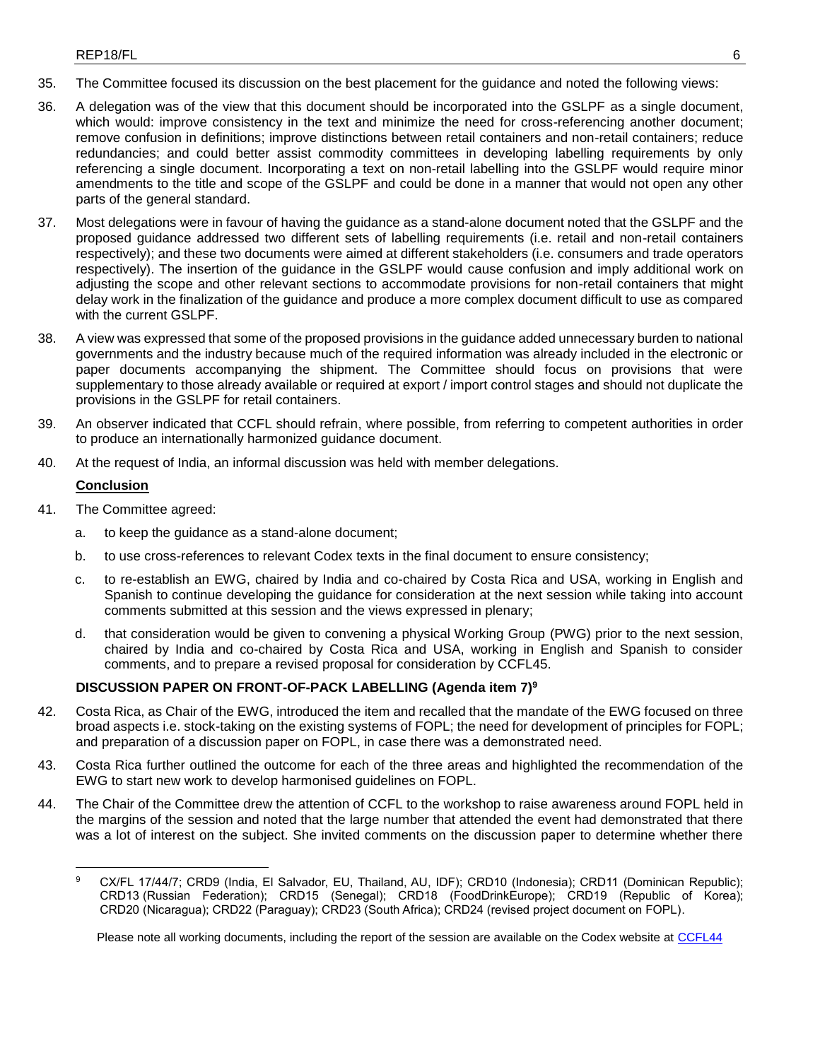35. The Committee focused its discussion on the best placement for the guidance and noted the following views:

36. A delegation was of the view that this document should be incorporated into the GSLPF as a single document, which would: improve consistency in the text and minimize the need for cross-referencing another document; remove confusion in definitions; improve distinctions between retail containers and non-retail containers; reduce redundancies; and could better assist commodity committees in developing labelling requirements by only referencing a single document. Incorporating a text on non-retail labelling into the GSLPF would require minor amendments to the title and scope of the GSLPF and could be done in a manner that would not open any other parts of the general standard.

37. Most delegations were in favour of having the guidance as a stand-alone document noted that the GSLPF and the proposed guidance addressed two different sets of labelling requirements (i.e. retail and non-retail containers respectively); and these two documents were aimed at different stakeholders (i.e. consumers and trade operators respectively). The insertion of the guidance in the GSLPF would cause confusion and imply additional work on adjusting the scope and other relevant sections to accommodate provisions for non-retail containers that might delay work in the finalization of the guidance and produce a more complex document difficult to use as compared with the current GSLPF.

38. A view was expressed that some of the proposed provisions in the guidance added unnecessary burden to national governments and the industry because much of the required information was already included in the electronic or paper documents accompanying the shipment. The Committee should focus on provisions that were supplementary to those already available or required at export / import control stages and should not duplicate the provisions in the GSLPF for retail containers.

39. An observer indicated that CCFL should refrain, where possible, from referring to competent authorities in order to produce an internationally harmonized guidance document.

40. At the request of India, an informal discussion was held with member delegations.

**Conclusion**

41. The Committee agreed:

   a. to keep the guidance as a stand-alone document;

   b. to use cross-references to relevant Codex texts in the final document to ensure consistency;

   c. to re-establish an EWG, chaired by India and co-chaired by Costa Rica and USA, working in English and Spanish to continue developing the guidance for consideration at the next session while taking into account comments submitted at this session and the views expressed in plenary;

   d. that consideration would be given to convening a physical Working Group (PWG) prior to the next session, chaired by India and co-chaired by Costa Rica and USA, working in English and Spanish to consider comments, and to prepare a revised proposal for consideration by CCFL45.

**DISCUSSION PAPER ON FRONT-OF-PACK LABELLING (Agenda item 7)[9]**

42. Costa Rica, as Chair of the EWG, introduced the item and recalled that the mandate of the EWG focused on three broad aspects i.e. stock-taking on the existing systems of FOPL; the need for development of principles for FOPL; and preparation of a discussion paper on FOPL, in case there was a demonstrated need.

43. Costa Rica further outlined the outcome for each of the three areas and highlighted the recommendation of the EWG to start new work to develop harmonised guidelines on FOPL.

44. The Chair of the Committee drew the attention of CCFL to the workshop to raise awareness around FOPL held in the margins of the session and noted that the large number that attended the event had demonstrated that there was a lot of interest on the subject. She invited comments on the discussion paper to determine whether there

---

[9] CX/FL 17/44/7; CRD9 (India, El Salvador, EU, Thailand, AU, IDF); CRD10 (Indonesia); CRD11 (Dominican Republic); CRD13 (Russian Federation); CRD15 (Senegal); CRD18 (FoodDrinkEurope); CRD19 (Republic of Korea); CRD20 (Nicaragua); CRD22 (Paraguay); CRD23 (South Africa); CRD24 (revised project document on FOPL).

Please note all working documents, including the report of the session are available on the Codex website at CCFL44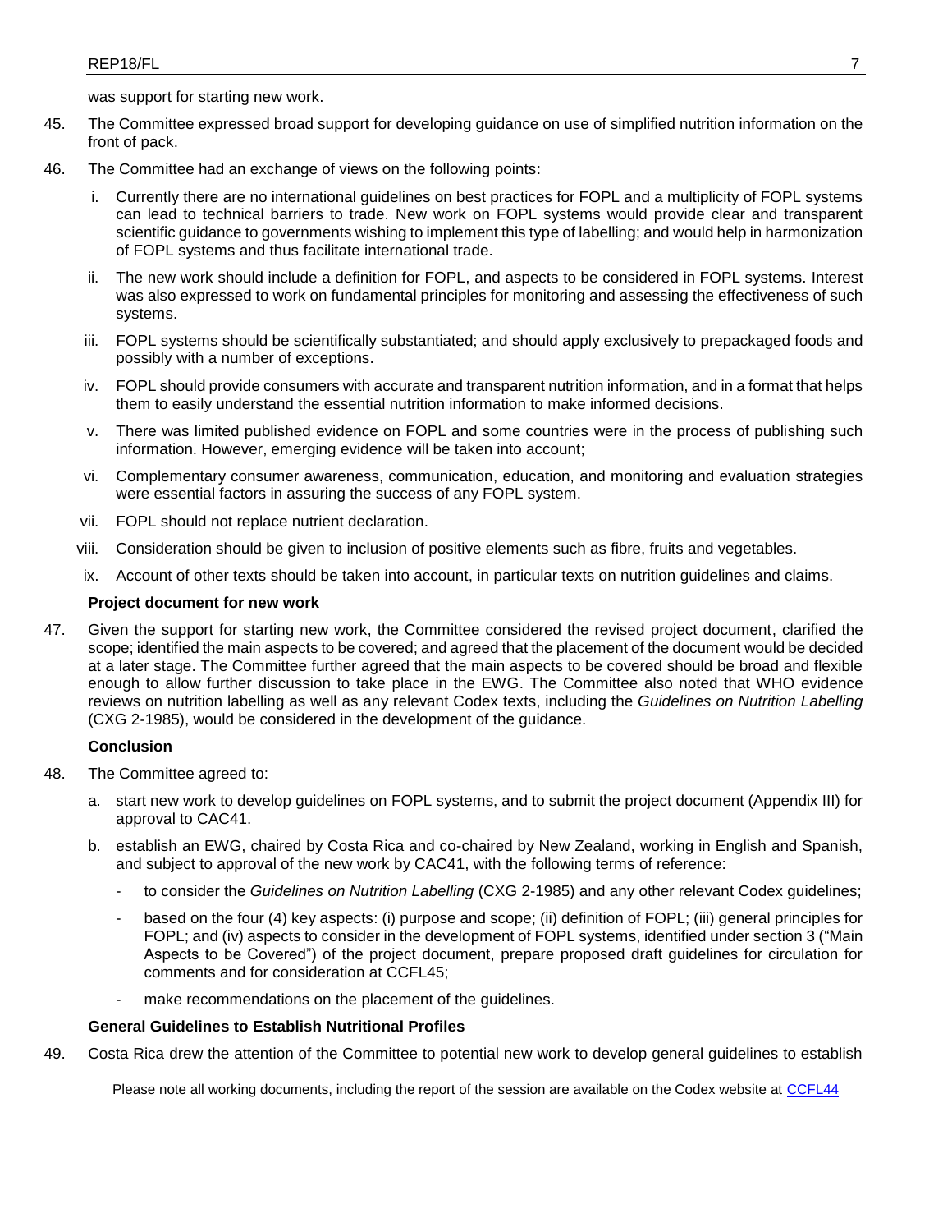was support for starting new work.

45. The Committee expressed broad support for developing guidance on use of simplified nutrition information on the front of pack.

46. The Committee had an exchange of views on the following points:

   i. Currently there are no international guidelines on best practices for FOPL and a multiplicity of FOPL systems can lead to technical barriers to trade. New work on FOPL systems would provide clear and transparent scientific guidance to governments wishing to implement this type of labelling; and would help in harmonization of FOPL systems and thus facilitate international trade.

   ii. The new work should include a definition for FOPL, and aspects to be considered in FOPL systems. Interest was also expressed to work on fundamental principles for monitoring and assessing the effectiveness of such systems.

   iii. FOPL systems should be scientifically substantiated; and should apply exclusively to prepackaged foods and possibly with a number of exceptions.

   iv. FOPL should provide consumers with accurate and transparent nutrition information, and in a format that helps them to easily understand the essential nutrition information to make informed decisions.

   v. There was limited published evidence on FOPL and some countries were in the process of publishing such information. However, emerging evidence will be taken into account;

   vi. Complementary consumer awareness, communication, education, and monitoring and evaluation strategies were essential factors in assuring the success of any FOPL system.

   vii. FOPL should not replace nutrient declaration.

   viii. Consideration should be given to inclusion of positive elements such as fibre, fruits and vegetables.

   ix. Account of other texts should be taken into account, in particular texts on nutrition guidelines and claims.

**Project document for new work**

47. Given the support for starting new work, the Committee considered the revised project document, clarified the scope; identified the main aspects to be covered; and agreed that the placement of the document would be decided at a later stage. The Committee further agreed that the main aspects to be covered should be broad and flexible enough to allow further discussion to take place in the EWG. The Committee also noted that WHO evidence reviews on nutrition labelling as well as any relevant Codex texts, including the *Guidelines on Nutrition Labelling* (CXG 2-1985), would be considered in the development of the guidance.

**Conclusion**

48. The Committee agreed to:

   a. start new work to develop guidelines on FOPL systems, and to submit the project document (Appendix III) for approval to CAC41.

   b. establish an EWG, chaired by Costa Rica and co-chaired by New Zealand, working in English and Spanish, and subject to approval of the new work by CAC41, with the following terms of reference:

      - to consider the *Guidelines on Nutrition Labelling* (CXG 2-1985) and any other relevant Codex guidelines;
      - based on the four (4) key aspects: (i) purpose and scope; (ii) definition of FOPL; (iii) general principles for FOPL; and (iv) aspects to consider in the development of FOPL systems, identified under section 3 ("Main Aspects to be Covered") of the project document, prepare proposed draft guidelines for circulation for comments and for consideration at CCFL45;
      - make recommendations on the placement of the guidelines.

**General Guidelines to Establish Nutritional Profiles**

49. Costa Rica drew the attention of the Committee to potential new work to develop general guidelines to establish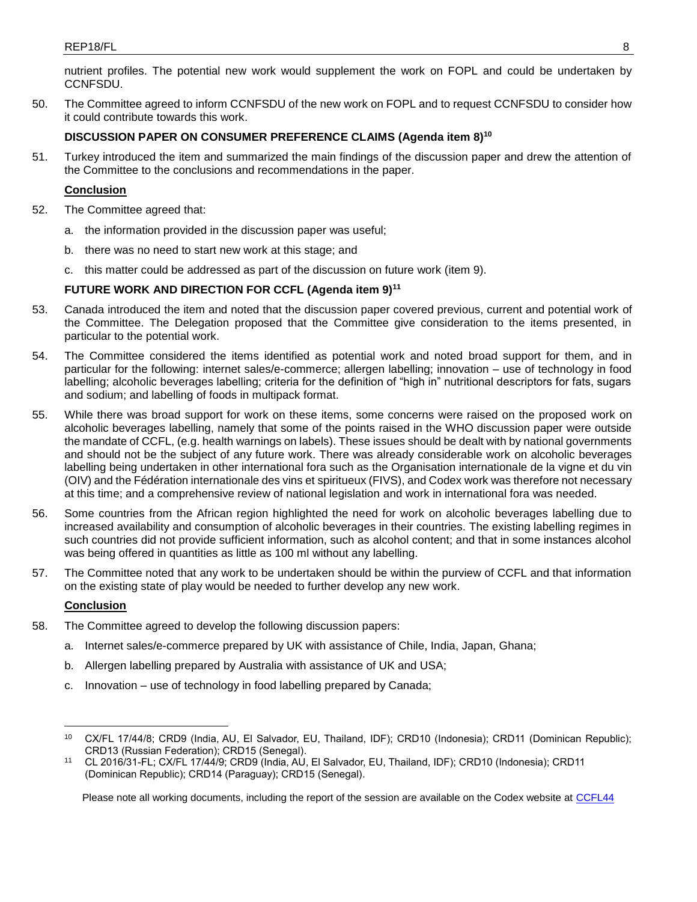nutrient profiles. The potential new work would supplement the work on FOPL and could be undertaken by CCNFSDU.

50. The Committee agreed to inform CCNFSDU of the new work on FOPL and to request CCNFSDU to consider how it could contribute towards this work.

### DISCUSSION PAPER ON CONSUMER PREFERENCE CLAIMS (Agenda item 8)[10]

51. Turkey introduced the item and summarized the main findings of the discussion paper and drew the attention of the Committee to the conclusions and recommendations in the paper.

**Conclusion**

52. The Committee agreed that:

    a. the information provided in the discussion paper was useful;

    b. there was no need to start new work at this stage; and

    c. this matter could be addressed as part of the discussion on future work (item 9).

### FUTURE WORK AND DIRECTION FOR CCFL (Agenda item 9)[11]

53. Canada introduced the item and noted that the discussion paper covered previous, current and potential work of the Committee. The Delegation proposed that the Committee give consideration to the items presented, in particular to the potential work.

54. The Committee considered the items identified as potential work and noted broad support for them, and in particular for the following: internet sales/e-commerce; allergen labelling; innovation – use of technology in food labelling; alcoholic beverages labelling; criteria for the definition of "high in" nutritional descriptors for fats, sugars and sodium; and labelling of foods in multipack format.

55. While there was broad support for work on these items, some concerns were raised on the proposed work on alcoholic beverages labelling, namely that some of the points raised in the WHO discussion paper were outside the mandate of CCFL, (e.g. health warnings on labels). These issues should be dealt with by national governments and should not be the subject of any future work. There was already considerable work on alcoholic beverages labelling being undertaken in other international fora such as the Organisation internationale de la vigne et du vin (OIV) and the Fédération internationale des vins et spiritueux (FIVS), and Codex work was therefore not necessary at this time; and a comprehensive review of national legislation and work in international fora was needed.

56. Some countries from the African region highlighted the need for work on alcoholic beverages labelling due to increased availability and consumption of alcoholic beverages in their countries. The existing labelling regimes in such countries did not provide sufficient information, such as alcohol content; and that in some instances alcohol was being offered in quantities as little as 100 ml without any labelling.

57. The Committee noted that any work to be undertaken should be within the purview of CCFL and that information on the existing state of play would be needed to further develop any new work.

**Conclusion**

58. The Committee agreed to develop the following discussion papers:

    a. Internet sales/e-commerce prepared by UK with assistance of Chile, India, Japan, Ghana;

    b. Allergen labelling prepared by Australia with assistance of UK and USA;

    c. Innovation – use of technology in food labelling prepared by Canada;

---

[10] CX/FL 17/44/8; CRD9 (India, AU, El Salvador, EU, Thailand, IDF); CRD10 (Indonesia); CRD11 (Dominican Republic); CRD13 (Russian Federation); CRD15 (Senegal).

[11] CL 2016/31-FL; CX/FL 17/44/9; CRD9 (India, AU, El Salvador, EU, Thailand, IDF); CRD10 (Indonesia); CRD11 (Dominican Republic); CRD14 (Paraguay); CRD15 (Senegal).

Please note all working documents, including the report of the session are available on the Codex website at CCFL44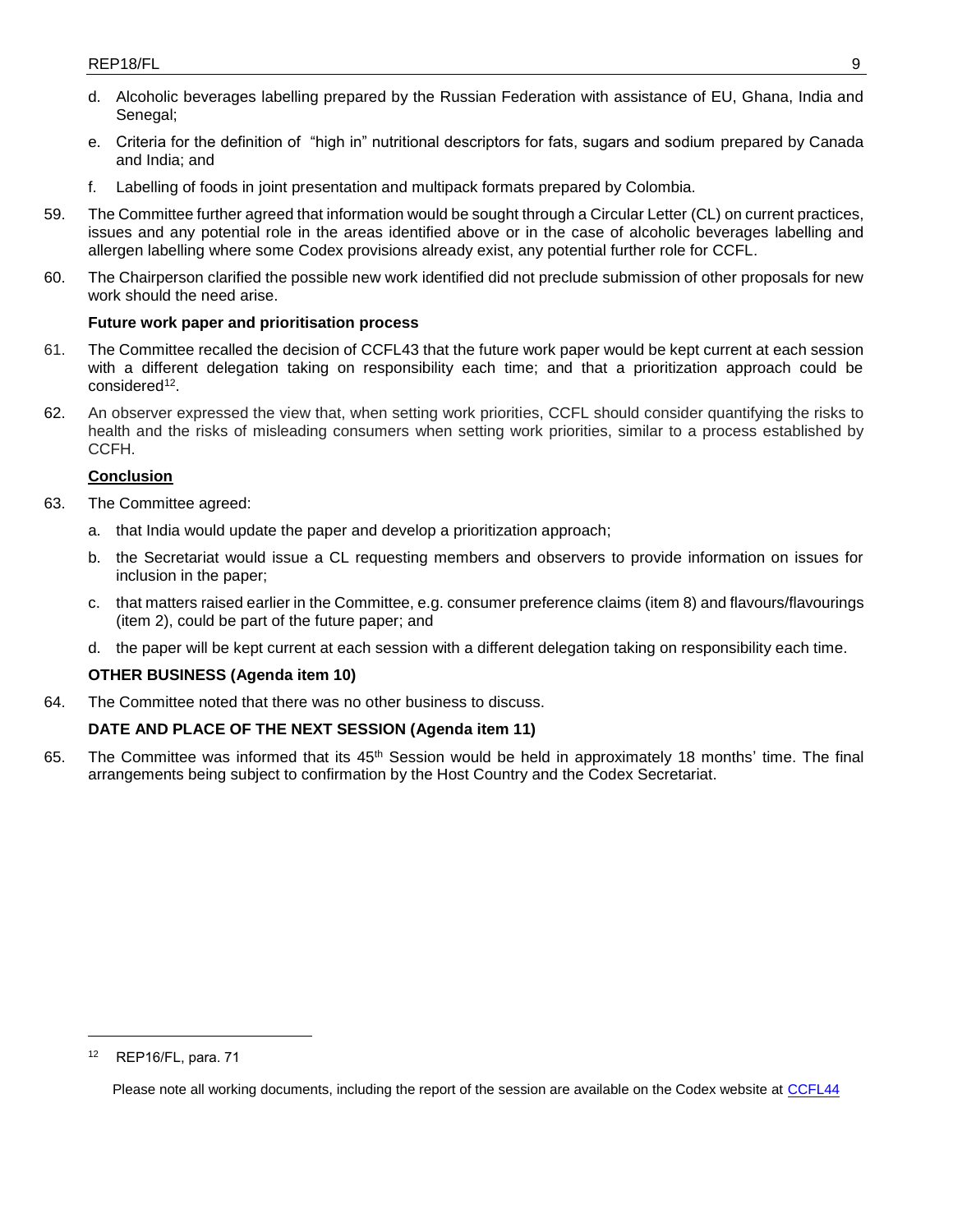d. Alcoholic beverages labelling prepared by the Russian Federation with assistance of EU, Ghana, India and Senegal;

e. Criteria for the definition of "high in" nutritional descriptors for fats, sugars and sodium prepared by Canada and India; and

f. Labelling of foods in joint presentation and multipack formats prepared by Colombia.

59. The Committee further agreed that information would be sought through a Circular Letter (CL) on current practices, issues and any potential role in the areas identified above or in the case of alcoholic beverages labelling and allergen labelling where some Codex provisions already exist, any potential further role for CCFL.

60. The Chairperson clarified the possible new work identified did not preclude submission of other proposals for new work should the need arise.

**Future work paper and prioritisation process**

61. The Committee recalled the decision of CCFL43 that the future work paper would be kept current at each session with a different delegation taking on responsibility each time; and that a prioritization approach could be considered[12].

62. An observer expressed the view that, when setting work priorities, CCFL should consider quantifying the risks to health and the risks of misleading consumers when setting work priorities, similar to a process established by CCFH.

**<u>Conclusion</u>**

63. The Committee agreed:

a. that India would update the paper and develop a prioritization approach;

b. the Secretariat would issue a CL requesting members and observers to provide information on issues for inclusion in the paper;

c. that matters raised earlier in the Committee, e.g. consumer preference claims (item 8) and flavours/flavourings (item 2), could be part of the future paper; and

d. the paper will be kept current at each session with a different delegation taking on responsibility each time.

**OTHER BUSINESS (Agenda item 10)**

64. The Committee noted that there was no other business to discuss.

**DATE AND PLACE OF THE NEXT SESSION (Agenda item 11)**

65. The Committee was informed that its 45th Session would be held in approximately 18 months' time. The final arrangements being subject to confirmation by the Host Country and the Codex Secretariat.

---

[12] REP16/FL, para. 71

Please note all working documents, including the report of the session are available on the Codex website at CCFL44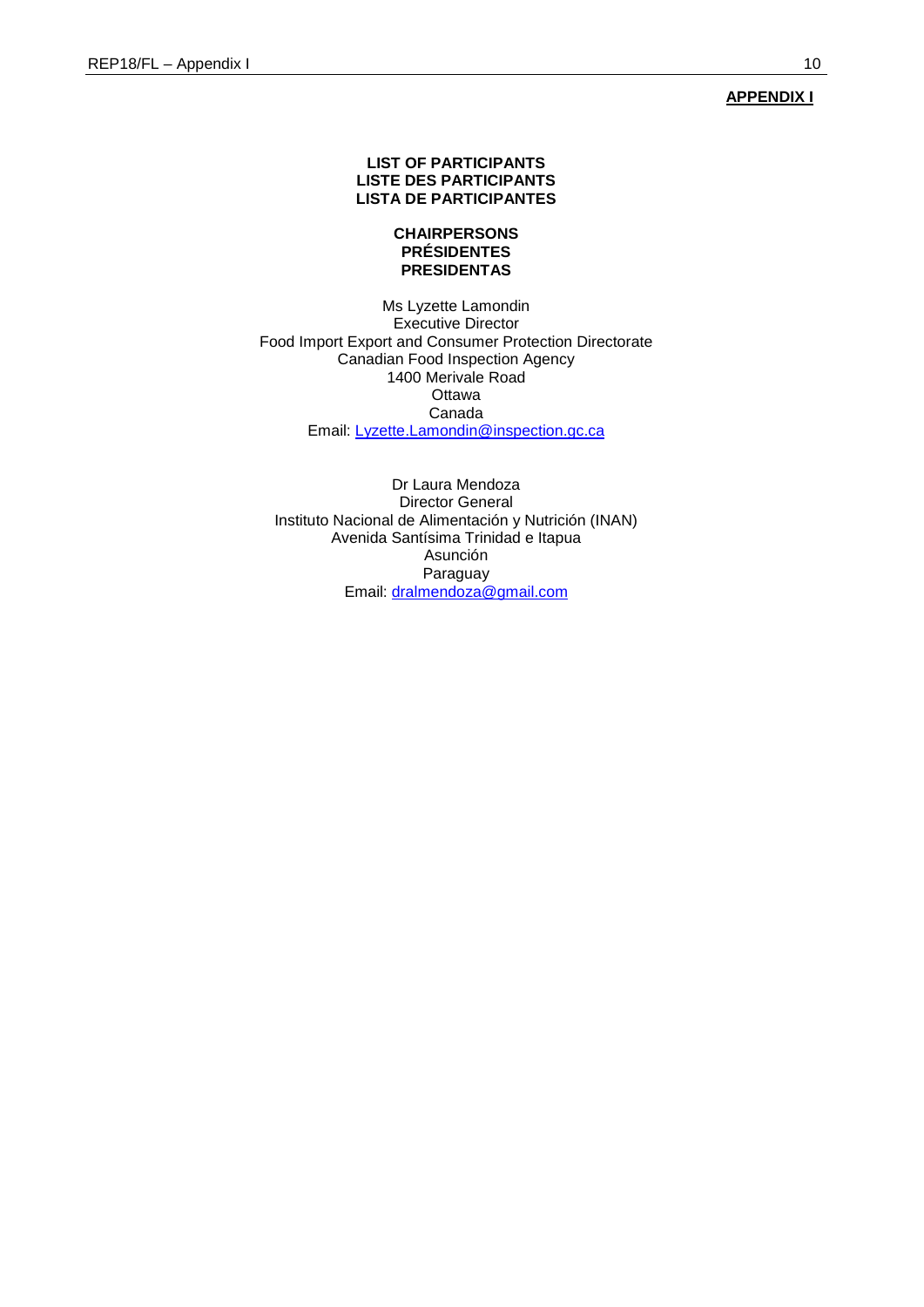**APPENDIX I**

**LIST OF PARTICIPANTS**
**LISTE DES PARTICIPANTS**
**LISTA DE PARTICIPANTES**

**CHAIRPERSONS**
**PRÉSIDENTES**
**PRESIDENTAS**

Ms Lyzette Lamondin
Executive Director
Food Import Export and Consumer Protection Directorate
Canadian Food Inspection Agency
1400 Merivale Road
Ottawa
Canada
Email: Lyzette.Lamondin@inspection.gc.ca

Dr Laura Mendoza
Director General
Instituto Nacional de Alimentación y Nutrición (INAN)
Avenida Santísima Trinidad e Itapua
Asunción
Paraguay
Email: dralmendoza@gmail.com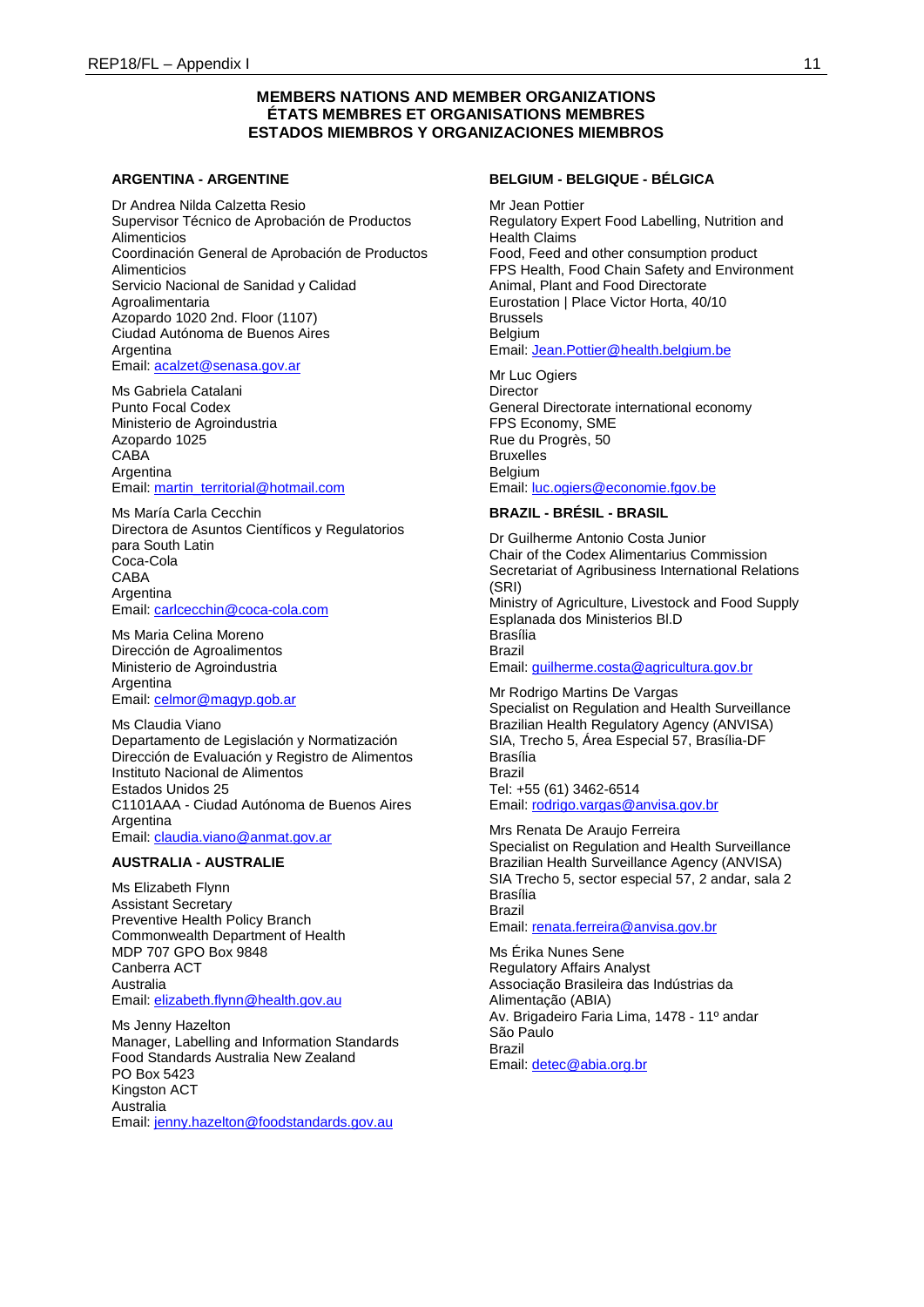### MEMBERS NATIONS AND MEMBER ORGANIZATIONS
### ÉTATS MEMBRES ET ORGANISATIONS MEMBRES
### ESTADOS MIEMBROS Y ORGANIZACIONES MIEMBROS

**ARGENTINA - ARGENTINE**

Dr Andrea Nilda Calzetta Resio
Supervisor Técnico de Aprobación de Productos Alimenticios
Coordinación General de Aprobación de Productos Alimenticios
Servicio Nacional de Sanidad y Calidad Agroalimentaria
Azopardo 1020 2nd. Floor (1107)
Ciudad Autónoma de Buenos Aires
Argentina
Email: acalzet@senasa.gov.ar

Ms Gabriela Catalani
Punto Focal Codex
Ministerio de Agroindustria
Azopardo 1025
CABA
Argentina
Email: martin_territorial@hotmail.com

Ms María Carla Cecchin
Directora de Asuntos Científicos y Regulatorios para South Latin
Coca-Cola
CABA
Argentina
Email: carlcecchin@coca-cola.com

Ms Maria Celina Moreno
Dirección de Agroalimentos
Ministerio de Agroindustria
Argentina
Email: celmor@magyp.gob.ar

Ms Claudia Viano
Departamento de Legislación y Normatización
Dirección de Evaluación y Registro de Alimentos
Instituto Nacional de Alimentos
Estados Unidos 25
C1101AAA - Ciudad Autónoma de Buenos Aires
Argentina
Email: claudia.viano@anmat.gov.ar

**AUSTRALIA - AUSTRALIE**

Ms Elizabeth Flynn
Assistant Secretary
Preventive Health Policy Branch
Commonwealth Department of Health
MDP 707 GPO Box 9848
Canberra ACT
Australia
Email: elizabeth.flynn@health.gov.au

Ms Jenny Hazelton
Manager, Labelling and Information Standards
Food Standards Australia New Zealand
PO Box 5423
Kingston ACT
Australia
Email: jenny.hazelton@foodstandards.gov.au

**BELGIUM - BELGIQUE - BÉLGICA**

Mr Jean Pottier
Regulatory Expert Food Labelling, Nutrition and Health Claims
Food, Feed and other consumption product
FPS Health, Food Chain Safety and Environment
Animal, Plant and Food Directorate
Eurostation | Place Victor Horta, 40/10
Brussels
Belgium
Email: Jean.Pottier@health.belgium.be

Mr Luc Ogiers
Director
General Directorate international economy
FPS Economy, SME
Rue du Progrès, 50
Bruxelles
Belgium
Email: luc.ogiers@economie.fgov.be

**BRAZIL - BRÉSIL - BRASIL**

Dr Guilherme Antonio Costa Junior
Chair of the Codex Alimentarius Commission
Secretariat of Agribusiness International Relations (SRI)
Ministry of Agriculture, Livestock and Food Supply
Esplanada dos Ministerios Bl.D
Brasília
Brazil
Email: guilherme.costa@agricultura.gov.br

Mr Rodrigo Martins De Vargas
Specialist on Regulation and Health Surveillance
Brazilian Health Regulatory Agency (ANVISA)
SIA, Trecho 5, Área Especial 57, Brasília-DF
Brasília
Brazil
Tel: +55 (61) 3462-6514
Email: rodrigo.vargas@anvisa.gov.br

Mrs Renata De Araujo Ferreira
Specialist on Regulation and Health Surveillance
Brazilian Health Surveillance Agency (ANVISA)
SIA Trecho 5, sector especial 57, 2 andar, sala 2
Brasília
Brazil
Email: renata.ferreira@anvisa.gov.br

Ms Érika Nunes Sene
Regulatory Affairs Analyst
Associação Brasileira das Indústrias da Alimentação (ABIA)
Av. Brigadeiro Faria Lima, 1478 - 11º andar
São Paulo
Brazil
Email: detec@abia.org.br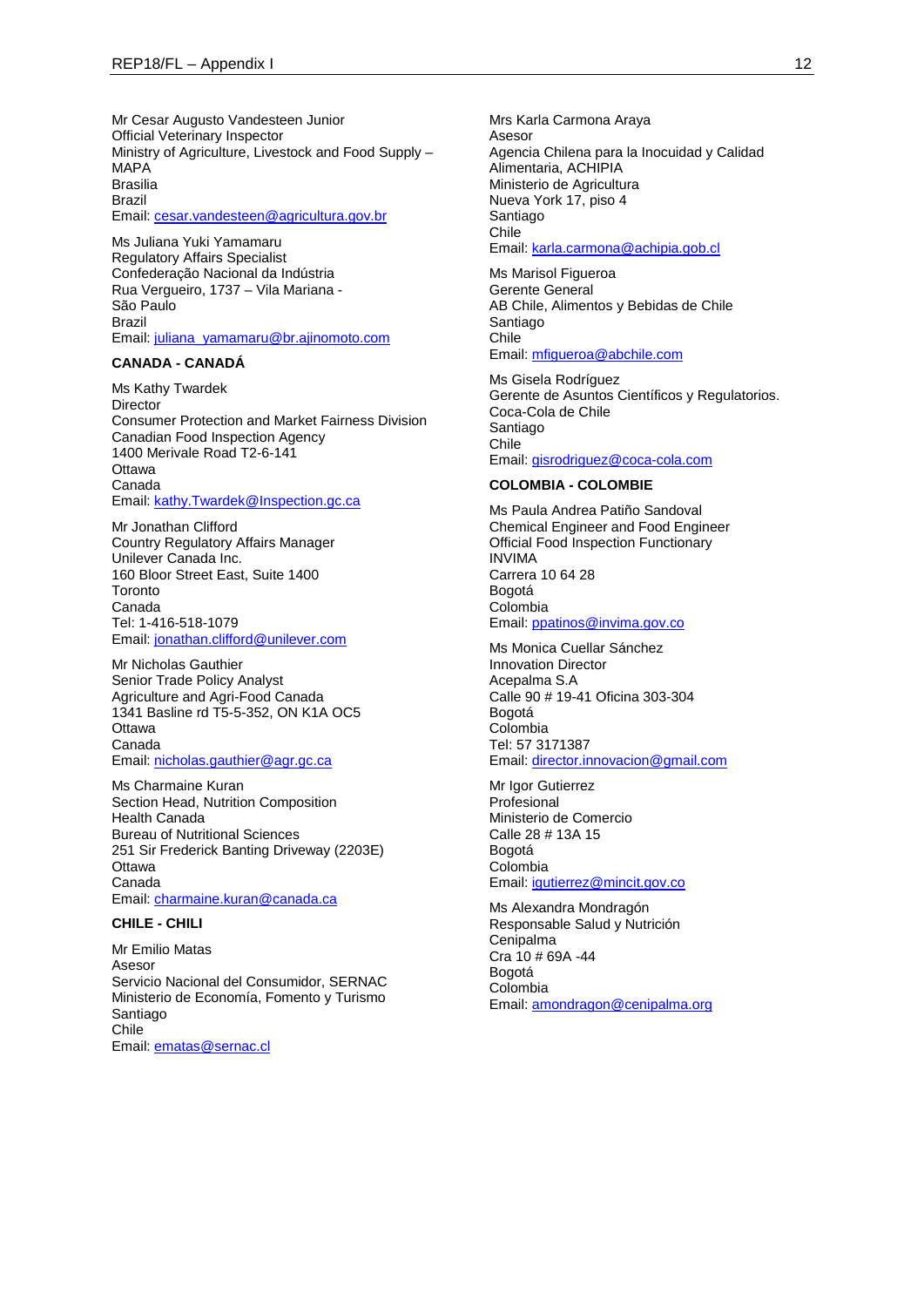Mr Cesar Augusto Vandesteen Junior
Official Veterinary Inspector
Ministry of Agriculture, Livestock and Food Supply – MAPA
Brasilia
Brazil
Email: cesar.vandesteen@agricultura.gov.br

Ms Juliana Yuki Yamamaru
Regulatory Affairs Specialist
Confederação Nacional da Indústria
Rua Vergueiro, 1737 – Vila Mariana - São Paulo
Brazil
Email: juliana_yamamaru@br.ajinomoto.com

**CANADA - CANADÁ**

Ms Kathy Twardek
Director
Consumer Protection and Market Fairness Division
Canadian Food Inspection Agency
1400 Merivale Road T2-6-141
Ottawa
Canada
Email: kathy.Twardek@Inspection.gc.ca

Mr Jonathan Clifford
Country Regulatory Affairs Manager
Unilever Canada Inc.
160 Bloor Street East, Suite 1400
Toronto
Canada
Tel: 1-416-518-1079
Email: jonathan.clifford@unilever.com

Mr Nicholas Gauthier
Senior Trade Policy Analyst
Agriculture and Agri-Food Canada
1341 Basline rd T5-5-352, ON K1A OC5
Ottawa
Canada
Email: nicholas.gauthier@agr.gc.ca

Ms Charmaine Kuran
Section Head, Nutrition Composition
Health Canada
Bureau of Nutritional Sciences
251 Sir Frederick Banting Driveway (2203E)
Ottawa
Canada
Email: charmaine.kuran@canada.ca

**CHILE - CHILI**

Mr Emilio Matas
Asesor
Servicio Nacional del Consumidor, SERNAC
Ministerio de Economía, Fomento y Turismo
Santiago
Chile
Email: ematas@sernac.cl

Mrs Karla Carmona Araya
Asesor
Agencia Chilena para la Inocuidad y Calidad Alimentaria, ACHIPIA
Ministerio de Agricultura
Nueva York 17, piso 4
Santiago
Chile
Email: karla.carmona@achipia.gob.cl

Ms Marisol Figueroa
Gerente General
AB Chile, Alimentos y Bebidas de Chile
Santiago
Chile
Email: mfigueroa@abchile.com

Ms Gisela Rodríguez
Gerente de Asuntos Científicos y Regulatorios.
Coca-Cola de Chile
Santiago
Chile
Email: gisrodriguez@coca-cola.com

**COLOMBIA - COLOMBIE**

Ms Paula Andrea Patiño Sandoval
Chemical Engineer and Food Engineer
Official Food Inspection Functionary
INVIMA
Carrera 10 64 28
Bogotá
Colombia
Email: ppatinos@invima.gov.co

Ms Monica Cuellar Sánchez
Innovation Director
Acepalma S.A
Calle 90 # 19-41 Oficina 303-304
Bogotá
Colombia
Tel: 57 3171387
Email: director.innovacion@gmail.com

Mr Igor Gutierrez
Profesional
Ministerio de Comercio
Calle 28 # 13A 15
Bogotá
Colombia
Email: igutierrez@mincit.gov.co

Ms Alexandra Mondragón
Responsable Salud y Nutrición
Cenipalma
Cra 10 # 69A -44
Bogotá
Colombia
Email: amondragon@cenipalma.org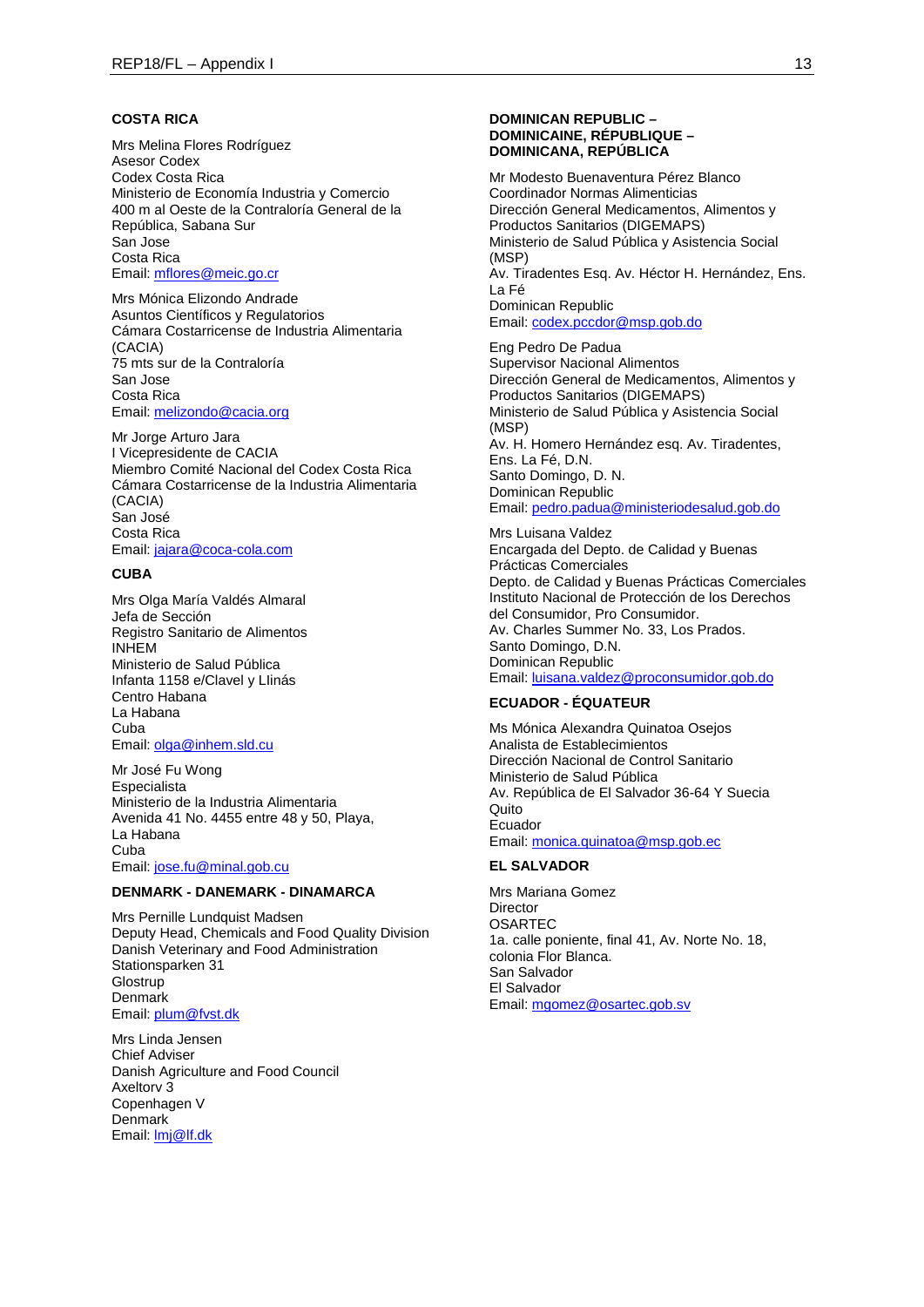**COSTA RICA**

Mrs Melina Flores Rodríguez
Asesor Codex
Codex Costa Rica
Ministerio de Economía Industria y Comercio
400 m al Oeste de la Contraloría General de la República, Sabana Sur
San Jose
Costa Rica
Email: mflores@meic.go.cr

Mrs Mónica Elizondo Andrade
Asuntos Científicos y Regulatorios
Cámara Costarricense de Industria Alimentaria (CACIA)
75 mts sur de la Contraloría
San Jose
Costa Rica
Email: melizondo@cacia.org

Mr Jorge Arturo Jara
I Vicepresidente de CACIA
Miembro Comité Nacional del Codex Costa Rica
Cámara Costarricense de la Industria Alimentaria (CACIA)
San José
Costa Rica
Email: jajara@coca-cola.com

**CUBA**

Mrs Olga María Valdés Almaral
Jefa de Sección
Registro Sanitario de Alimentos
INHEM
Ministerio de Salud Pública
Infanta 1158 e/Clavel y Llinás
Centro Habana
La Habana
Cuba
Email: olga@inhem.sld.cu

Mr José Fu Wong
Especialista
Ministerio de la Industria Alimentaria
Avenida 41 No. 4455 entre 48 y 50, Playa,
La Habana
Cuba
Email: jose.fu@minal.gob.cu

**DENMARK - DANEMARK - DINAMARCA**

Mrs Pernille Lundquist Madsen
Deputy Head, Chemicals and Food Quality Division
Danish Veterinary and Food Administration
Stationsparken 31
Glostrup
Denmark
Email: plum@fvst.dk

Mrs Linda Jensen
Chief Adviser
Danish Agriculture and Food Council
Axeltorv 3
Copenhagen V
Denmark
Email: lmj@lf.dk

**DOMINICAN REPUBLIC – DOMINICAINE, RÉPUBLIQUE – DOMINICANA, REPÚBLICA**

Mr Modesto Buenaventura Pérez Blanco
Coordinador Normas Alimenticias
Dirección General Medicamentos, Alimentos y Productos Sanitarios (DIGEMAPS)
Ministerio de Salud Pública y Asistencia Social (MSP)
Av. Tiradentes Esq. Av. Héctor H. Hernández, Ens. La Fé
Dominican Republic
Email: codex.pccdor@msp.gob.do

Eng Pedro De Padua
Supervisor Nacional Alimentos
Dirección General de Medicamentos, Alimentos y Productos Sanitarios (DIGEMAPS)
Ministerio de Salud Pública y Asistencia Social (MSP)
Av. H. Homero Hernández esq. Av. Tiradentes, Ens. La Fé, D.N.
Santo Domingo, D. N.
Dominican Republic
Email: pedro.padua@ministeriodesalud.gob.do

Mrs Luisana Valdez
Encargada del Depto. de Calidad y Buenas Prácticas Comerciales
Depto. de Calidad y Buenas Prácticas Comerciales
Instituto Nacional de Protección de los Derechos del Consumidor, Pro Consumidor.
Av. Charles Summer No. 33, Los Prados.
Santo Domingo, D.N.
Dominican Republic
Email: luisana.valdez@proconsumidor.gob.do

**ECUADOR - ÉQUATEUR**

Ms Mónica Alexandra Quinatoa Osejos
Analista de Establecimientos
Dirección Nacional de Control Sanitario
Ministerio de Salud Pública
Av. República de El Salvador 36-64 Y Suecia
Quito
Ecuador
Email: monica.quinatoa@msp.gob.ec

**EL SALVADOR**

Mrs Mariana Gomez
Director
OSARTEC
1a. calle poniente, final 41, Av. Norte No. 18, colonia Flor Blanca.
San Salvador
El Salvador
Email: mgomez@osartec.gob.sv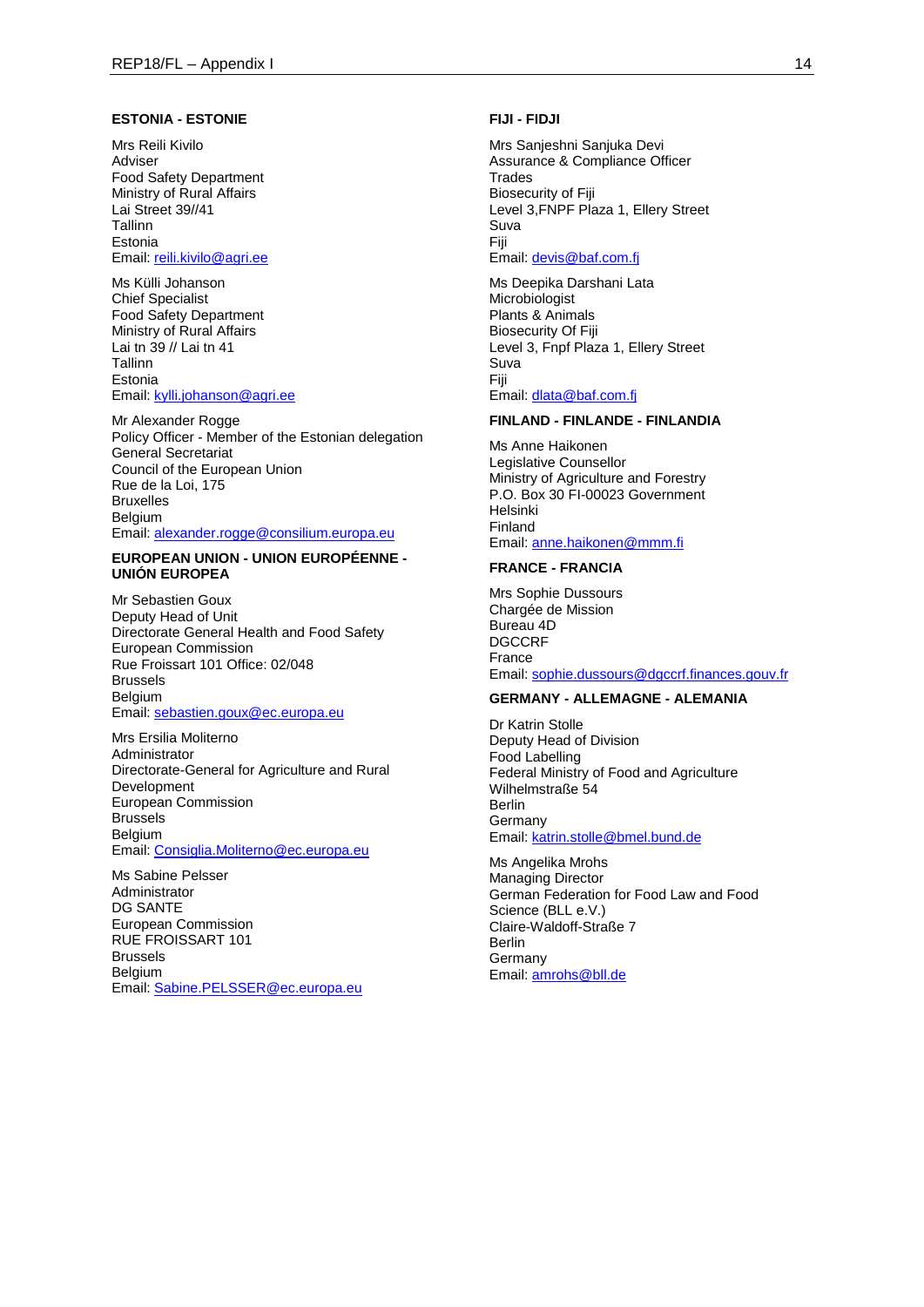**ESTONIA - ESTONIE**

Mrs Reili Kivilo
Adviser
Food Safety Department
Ministry of Rural Affairs
Lai Street 39//41
Tallinn
Estonia
Email: reili.kivilo@agri.ee

Ms Külli Johanson
Chief Specialist
Food Safety Department
Ministry of Rural Affairs
Lai tn 39 // Lai tn 41
Tallinn
Estonia
Email: kylli.johanson@agri.ee

Mr Alexander Rogge
Policy Officer - Member of the Estonian delegation
General Secretariat
Council of the European Union
Rue de la Loi, 175
Bruxelles
Belgium
Email: alexander.rogge@consilium.europa.eu

**EUROPEAN UNION - UNION EUROPÉENNE - UNIÓN EUROPEA**

Mr Sebastien Goux
Deputy Head of Unit
Directorate General Health and Food Safety
European Commission
Rue Froissart 101 Office: 02/048
Brussels
Belgium
Email: sebastien.goux@ec.europa.eu

Mrs Ersilia Moliterno
Administrator
Directorate-General for Agriculture and Rural Development
European Commission
Brussels
Belgium
Email: Consiglia.Moliterno@ec.europa.eu

Ms Sabine Pelsser
Administrator
DG SANTE
European Commission
RUE FROISSART 101
Brussels
Belgium
Email: Sabine.PELSSER@ec.europa.eu

**FIJI - FIDJI**

Mrs Sanjeshni Sanjuka Devi
Assurance & Compliance Officer
Trades
Biosecurity of Fiji
Level 3,FNPF Plaza 1, Ellery Street
Suva
Fiji
Email: devis@baf.com.fj

Ms Deepika Darshani Lata
Microbiologist
Plants & Animals
Biosecurity Of Fiji
Level 3, Fnpf Plaza 1, Ellery Street
Suva
Fiji
Email: dlata@baf.com.fj

**FINLAND - FINLANDE - FINLANDIA**

Ms Anne Haikonen
Legislative Counsellor
Ministry of Agriculture and Forestry
P.O. Box 30 FI-00023 Government
Helsinki
Finland
Email: anne.haikonen@mmm.fi

**FRANCE - FRANCIA**

Mrs Sophie Dussours
Chargée de Mission
Bureau 4D
DGCCRF
France
Email: sophie.dussours@dgccrf.finances.gouv.fr

**GERMANY - ALLEMAGNE - ALEMANIA**

Dr Katrin Stolle
Deputy Head of Division
Food Labelling
Federal Ministry of Food and Agriculture
Wilhelmstraße 54
Berlin
Germany
Email: katrin.stolle@bmel.bund.de

Ms Angelika Mrohs
Managing Director
German Federation for Food Law and Food Science (BLL e.V.)
Claire-Waldoff-Straße 7
Berlin
Germany
Email: amrohs@bll.de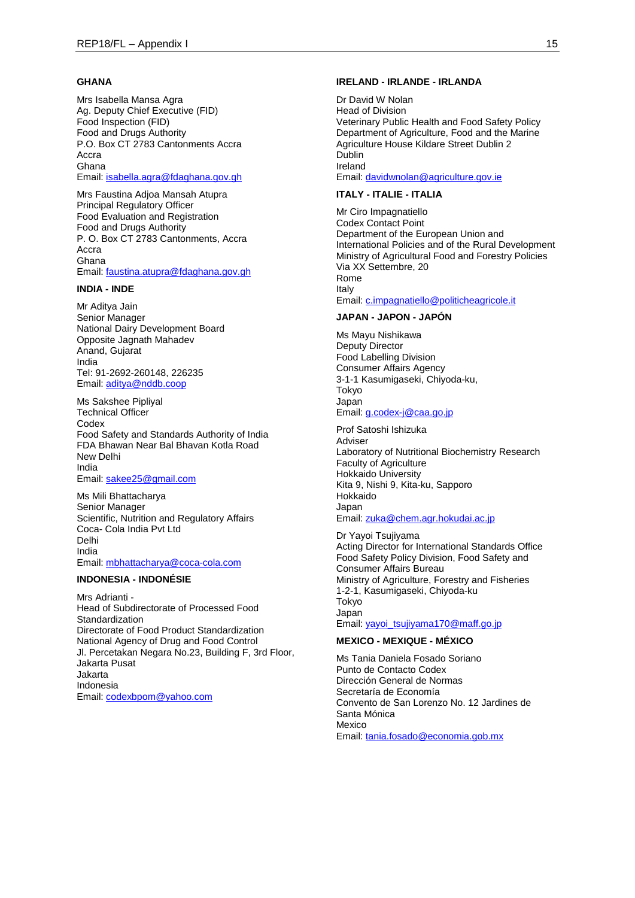**GHANA**

Mrs Isabella Mansa Agra
Ag. Deputy Chief Executive (FID)
Food Inspection (FID)
Food and Drugs Authority
P.O. Box CT 2783 Cantonments Accra
Accra
Ghana
Email: isabella.agra@fdaghana.gov.gh

Mrs Faustina Adjoa Mansah Atupra
Principal Regulatory Officer
Food Evaluation and Registration
Food and Drugs Authority
P. O. Box CT 2783 Cantonments, Accra
Accra
Ghana
Email: faustina.atupra@fdaghana.gov.gh

**INDIA - INDE**

Mr Aditya Jain
Senior Manager
National Dairy Development Board
Opposite Jagnath Mahadev
Anand, Gujarat
India
Tel: 91-2692-260148, 226235
Email: aditya@nddb.coop

Ms Sakshee Pipliyal
Technical Officer
Codex
Food Safety and Standards Authority of India
FDA Bhawan Near Bal Bhavan Kotla Road
New Delhi
India
Email: sakee25@gmail.com

Ms Mili Bhattacharya
Senior Manager
Scientific, Nutrition and Regulatory Affairs
Coca- Cola India Pvt Ltd
Delhi
India
Email: mbhattacharya@coca-cola.com

**INDONESIA - INDONÉSIE**

Mrs Adrianti -
Head of Subdirectorate of Processed Food Standardization
Directorate of Food Product Standardization
National Agency of Drug and Food Control
Jl. Percetakan Negara No.23, Building F, 3rd Floor, Jakarta Pusat
Jakarta
Indonesia
Email: codexbpom@yahoo.com

**IRELAND - IRLANDE - IRLANDA**

Dr David W Nolan
Head of Division
Veterinary Public Health and Food Safety Policy
Department of Agriculture, Food and the Marine
Agriculture House Kildare Street Dublin 2
Dublin
Ireland
Email: davidwnolan@agriculture.gov.ie

**ITALY - ITALIE - ITALIA**

Mr Ciro Impagnatiello
Codex Contact Point
Department of the European Union and International Policies and of the Rural Development
Ministry of Agricultural Food and Forestry Policies
Via XX Settembre, 20
Rome
Italy
Email: c.impagnatiello@politicheagricole.it

**JAPAN - JAPON - JAPÓN**

Ms Mayu Nishikawa
Deputy Director
Food Labelling Division
Consumer Affairs Agency
3-1-1 Kasumigaseki, Chiyoda-ku,
Tokyo
Japan
Email: g.codex-j@caa.go.jp

Prof Satoshi Ishizuka
Adviser
Laboratory of Nutritional Biochemistry Research
Faculty of Agriculture
Hokkaido University
Kita 9, Nishi 9, Kita-ku, Sapporo
Hokkaido
Japan
Email: zuka@chem.agr.hokudai.ac.jp

Dr Yayoi Tsujiyama
Acting Director for International Standards Office
Food Safety Policy Division, Food Safety and Consumer Affairs Bureau
Ministry of Agriculture, Forestry and Fisheries
1-2-1, Kasumigaseki, Chiyoda-ku
Tokyo
Japan
Email: yayoi_tsujiyama170@maff.go.jp

**MEXICO - MEXIQUE - MÉXICO**

Ms Tania Daniela Fosado Soriano
Punto de Contacto Codex
Dirección General de Normas
Secretaría de Economía
Convento de San Lorenzo No. 12 Jardines de Santa Mónica
Mexico
Email: tania.fosado@economia.gob.mx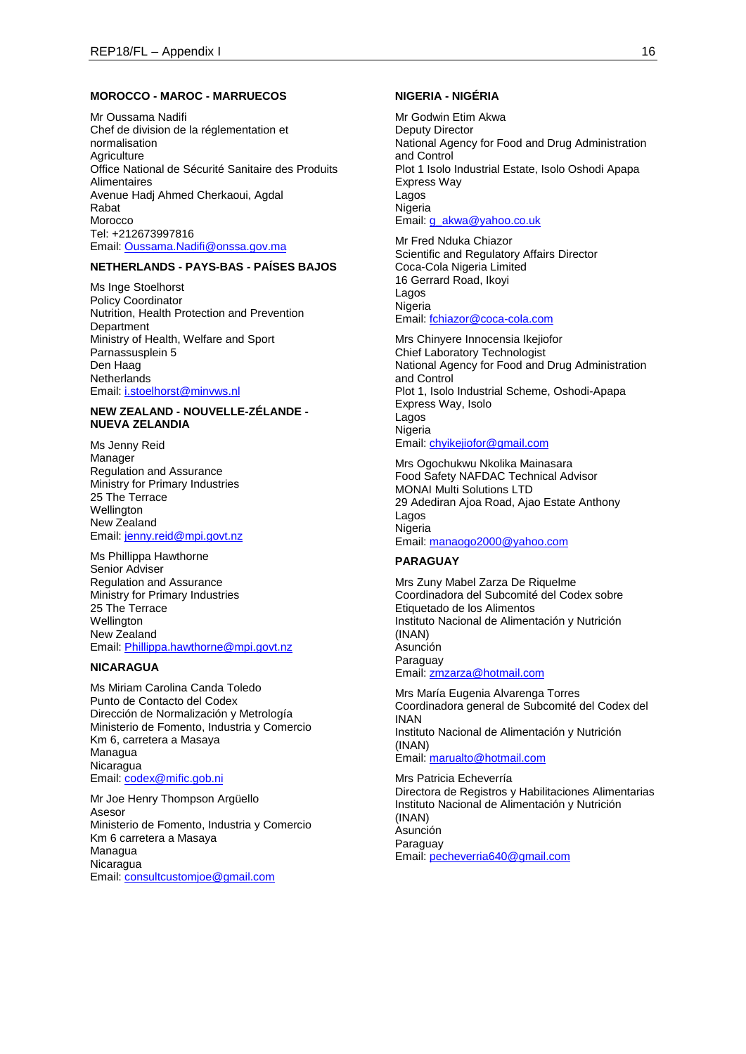**MOROCCO - MAROC - MARRUECOS**

Mr Oussama Nadifi
Chef de division de la réglementation et normalisation
Agriculture
Office National de Sécurité Sanitaire des Produits Alimentaires
Avenue Hadj Ahmed Cherkaoui, Agdal
Rabat
Morocco
Tel: +212673997816
Email: Oussama.Nadifi@onssa.gov.ma

**NETHERLANDS - PAYS-BAS - PAÍSES BAJOS**

Ms Inge Stoelhorst
Policy Coordinator
Nutrition, Health Protection and Prevention Department
Ministry of Health, Welfare and Sport
Parnassusplein 5
Den Haag
Netherlands
Email: i.stoelhorst@minvws.nl

**NEW ZEALAND - NOUVELLE-ZÉLANDE - NUEVA ZELANDIA**

Ms Jenny Reid
Manager
Regulation and Assurance
Ministry for Primary Industries
25 The Terrace
Wellington
New Zealand
Email: jenny.reid@mpi.govt.nz

Ms Phillippa Hawthorne
Senior Adviser
Regulation and Assurance
Ministry for Primary Industries
25 The Terrace
Wellington
New Zealand
Email: Phillippa.hawthorne@mpi.govt.nz

**NICARAGUA**

Ms Miriam Carolina Canda Toledo
Punto de Contacto del Codex
Dirección de Normalización y Metrología
Ministerio de Fomento, Industria y Comercio
Km 6, carretera a Masaya
Managua
Nicaragua
Email: codex@mific.gob.ni

Mr Joe Henry Thompson Argüello
Asesor
Ministerio de Fomento, Industria y Comercio
Km 6 carretera a Masaya
Managua
Nicaragua
Email: consultcustomjoe@gmail.com

**NIGERIA - NIGÉRIA**

Mr Godwin Etim Akwa
Deputy Director
National Agency for Food and Drug Administration and Control
Plot 1 Isolo Industrial Estate, Isolo Oshodi Apapa Express Way
Lagos
Nigeria
Email: g_akwa@yahoo.co.uk

Mr Fred Nduka Chiazor
Scientific and Regulatory Affairs Director
Coca-Cola Nigeria Limited
16 Gerrard Road, Ikoyi
Lagos
Nigeria
Email: fchiazor@coca-cola.com

Mrs Chinyere Innocensia Ikejiofor
Chief Laboratory Technologist
National Agency for Food and Drug Administration and Control
Plot 1, Isolo Industrial Scheme, Oshodi-Apapa Express Way, Isolo
Lagos
Nigeria
Email: chyikejiofor@gmail.com

Mrs Ogochukwu Nkolika Mainasara
Food Safety NAFDAC Technical Advisor
MONAI Multi Solutions LTD
29 Adediran Ajoa Road, Ajao Estate Anthony
Lagos
Nigeria
Email: manaogo2000@yahoo.com

**PARAGUAY**

Mrs Zuny Mabel Zarza De Riquelme
Coordinadora del Subcomité del Codex sobre Etiquetado de los Alimentos
Instituto Nacional de Alimentación y Nutrición (INAN)
Asunción
Paraguay
Email: zmzarza@hotmail.com

Mrs María Eugenia Alvarenga Torres
Coordinadora general de Subcomité del Codex del INAN
Instituto Nacional de Alimentación y Nutrición (INAN)
Email: marualto@hotmail.com

Mrs Patricia Echeverría
Directora de Registros y Habilitaciones Alimentarias
Instituto Nacional de Alimentación y Nutrición (INAN)
Asunción
Paraguay
Email: pecheverria640@gmail.com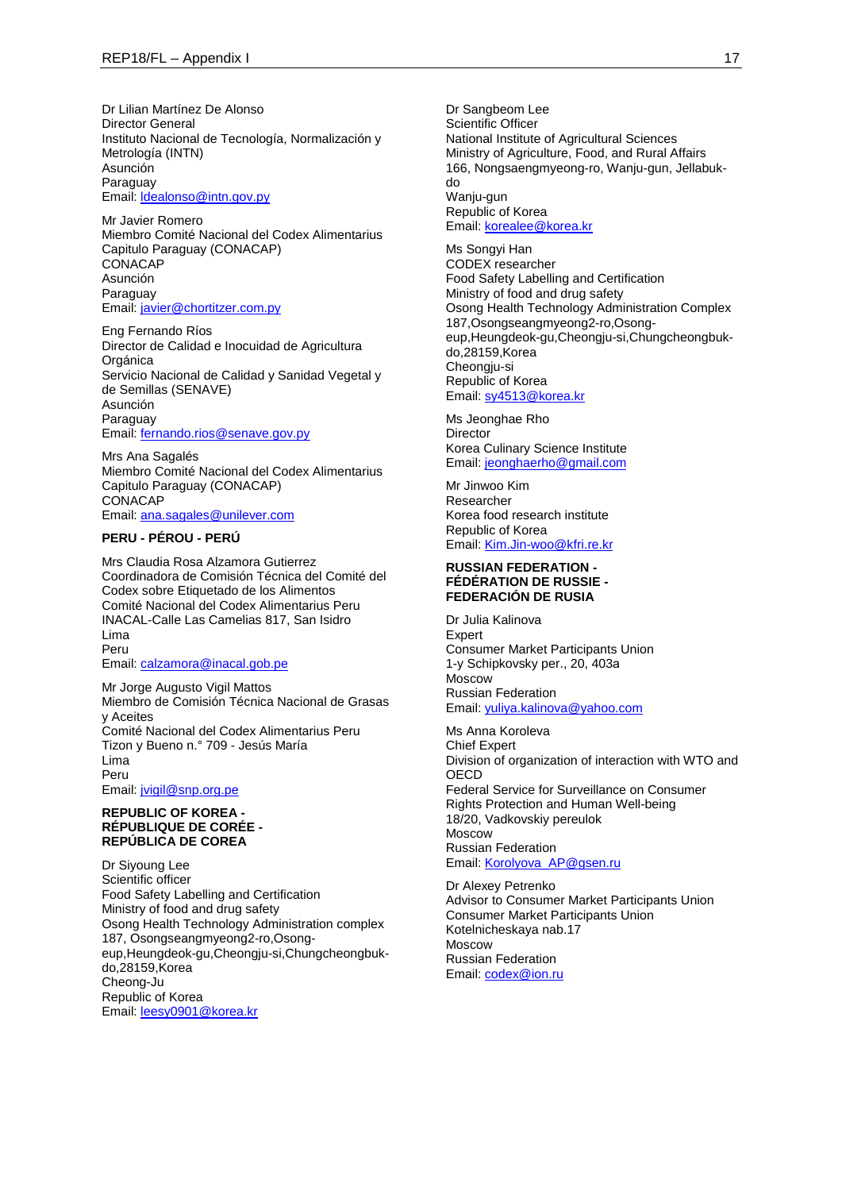Dr Lilian Martínez De Alonso
Director General
Instituto Nacional de Tecnología, Normalización y Metrología (INTN)
Asunción
Paraguay
Email: ldealonso@intn.gov.py

Mr Javier Romero
Miembro Comité Nacional del Codex Alimentarius Capitulo Paraguay (CONACAP)
CONACAP
Asunción
Paraguay
Email: javier@chortitzer.com.py

Eng Fernando Ríos
Director de Calidad e Inocuidad de Agricultura Orgánica
Servicio Nacional de Calidad y Sanidad Vegetal y de Semillas (SENAVE)
Asunción
Paraguay
Email: fernando.rios@senave.gov.py

Mrs Ana Sagalés
Miembro Comité Nacional del Codex Alimentarius Capitulo Paraguay (CONACAP)
CONACAP
Email: ana.sagales@unilever.com

**PERU - PÉROU - PERÚ**

Mrs Claudia Rosa Alzamora Gutierrez
Coordinadora de Comisión Técnica del Comité del Codex sobre Etiquetado de los Alimentos
Comité Nacional del Codex Alimentarius Peru
INACAL-Calle Las Camelias 817, San Isidro
Lima
Peru
Email: calzamora@inacal.gob.pe

Mr Jorge Augusto Vigil Mattos
Miembro de Comisión Técnica Nacional de Grasas y Aceites
Comité Nacional del Codex Alimentarius Peru
Tizon y Bueno n.° 709 - Jesús María
Lima
Peru
Email: jvigil@snp.org.pe

**REPUBLIC OF KOREA - RÉPUBLIQUE DE CORÉE - REPÚBLICA DE COREA**

Dr Siyoung Lee
Scientific officer
Food Safety Labelling and Certification
Ministry of food and drug safety
Osong Health Technology Administration complex
187, Osongseangmyeong2-ro,Osong-eup,Heungdeok-gu,Cheongju-si,Chungcheongbuk-do,28159,Korea
Cheong-Ju
Republic of Korea
Email: leesy0901@korea.kr

Dr Sangbeom Lee
Scientific Officer
National Institute of Agricultural Sciences
Ministry of Agriculture, Food, and Rural Affairs
166, Nongsaengmyeong-ro, Wanju-gun, Jellabuk-do
Wanju-gun
Republic of Korea
Email: korealee@korea.kr

Ms Songyi Han
CODEX researcher
Food Safety Labelling and Certification
Ministry of food and drug safety
Osong Health Technology Administration Complex
187,Osongseangmyeong2-ro,Osong-eup,Heungdeok-gu,Cheongju-si,Chungcheongbuk-do,28159,Korea
Cheongju-si
Republic of Korea
Email: sy4513@korea.kr

Ms Jeonghae Rho
Director
Korea Culinary Science Institute
Email: jeonghaerho@gmail.com

Mr Jinwoo Kim
Researcher
Korea food research institute
Republic of Korea
Email: Kim.Jin-woo@kfri.re.kr

**RUSSIAN FEDERATION - FÉDÉRATION DE RUSSIE - FEDERACIÓN DE RUSIA**

Dr Julia Kalinova
Expert
Consumer Market Participants Union
1-y Schipkovsky per., 20, 403a
Moscow
Russian Federation
Email: yuliya.kalinova@yahoo.com

Ms Anna Koroleva
Chief Expert
Division of organization of interaction with WTO and OECD
Federal Service for Surveillance on Consumer Rights Protection and Human Well-being
18/20, Vadkovskiy pereulok
Moscow
Russian Federation
Email: Korolyova_AP@gsen.ru

Dr Alexey Petrenko
Advisor to Consumer Market Participants Union
Consumer Market Participants Union
Kotelnicheskaya nab.17
Moscow
Russian Federation
Email: codex@ion.ru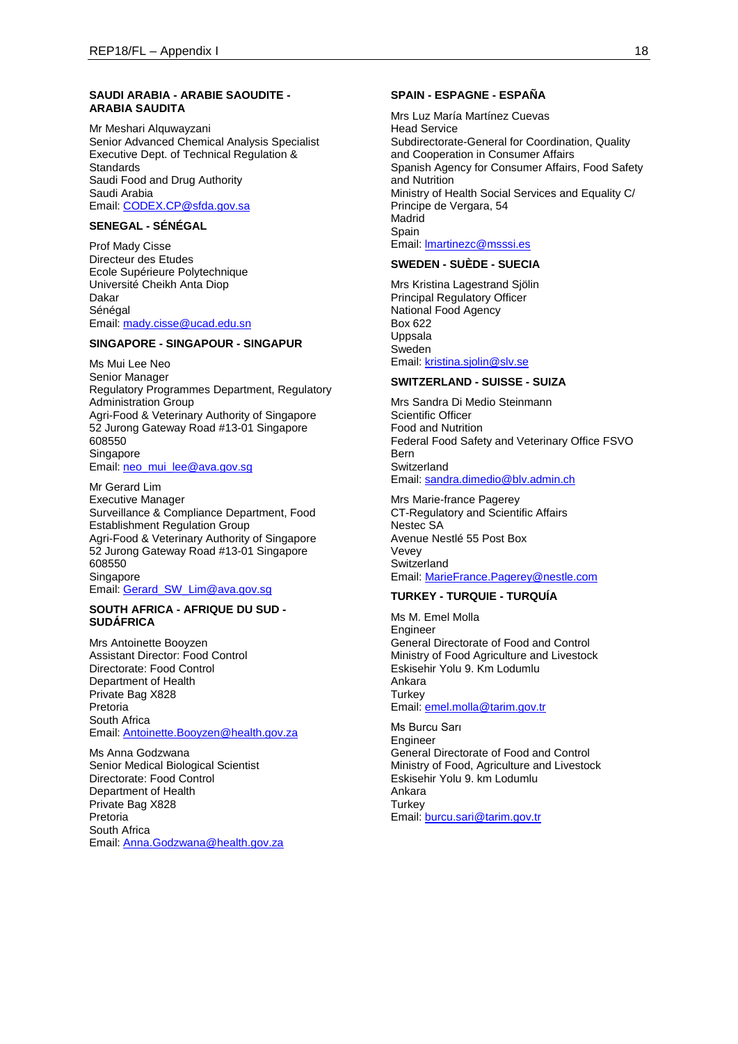**SAUDI ARABIA - ARABIE SAOUDITE - ARABIA SAUDITA**

Mr Meshari Alquwayzani
Senior Advanced Chemical Analysis Specialist
Executive Dept. of Technical Regulation & Standards
Saudi Food and Drug Authority
Saudi Arabia
Email: CODEX.CP@sfda.gov.sa

**SENEGAL - SÉNÉGAL**

Prof Mady Cisse
Directeur des Etudes
Ecole Supérieure Polytechnique
Université Cheikh Anta Diop
Dakar
Sénégal
Email: mady.cisse@ucad.edu.sn

**SINGAPORE - SINGAPOUR - SINGAPUR**

Ms Mui Lee Neo
Senior Manager
Regulatory Programmes Department, Regulatory Administration Group
Agri-Food & Veterinary Authority of Singapore
52 Jurong Gateway Road #13-01 Singapore 608550
Singapore
Email: neo_mui_lee@ava.gov.sg

Mr Gerard Lim
Executive Manager
Surveillance & Compliance Department, Food Establishment Regulation Group
Agri-Food & Veterinary Authority of Singapore
52 Jurong Gateway Road #13-01 Singapore 608550
Singapore
Email: Gerard_SW_Lim@ava.gov.sg

**SOUTH AFRICA - AFRIQUE DU SUD - SUDÁFRICA**

Mrs Antoinette Booyzen
Assistant Director: Food Control
Directorate: Food Control
Department of Health
Private Bag X828
Pretoria
South Africa
Email: Antoinette.Booyzen@health.gov.za

Ms Anna Godzwana
Senior Medical Biological Scientist
Directorate: Food Control
Department of Health
Private Bag X828
Pretoria
South Africa
Email: Anna.Godzwana@health.gov.za

**SPAIN - ESPAGNE - ESPAÑA**

Mrs Luz María Martínez Cuevas
Head Service
Subdirectorate-General for Coordination, Quality and Cooperation in Consumer Affairs
Spanish Agency for Consumer Affairs, Food Safety and Nutrition
Ministry of Health Social Services and Equality C/ Principe de Vergara, 54
Madrid
Spain
Email: lmartinezc@msssi.es

**SWEDEN - SUÈDE - SUECIA**

Mrs Kristina Lagestrand Sjölin
Principal Regulatory Officer
National Food Agency
Box 622
Uppsala
Sweden
Email: kristina.sjolin@slv.se

**SWITZERLAND - SUISSE - SUIZA**

Mrs Sandra Di Medio Steinmann
Scientific Officer
Food and Nutrition
Federal Food Safety and Veterinary Office FSVO
Bern
Switzerland
Email: sandra.dimedio@blv.admin.ch

Mrs Marie-france Pagerey
CT-Regulatory and Scientific Affairs
Nestec SA
Avenue Nestlé 55 Post Box
Vevey
Switzerland
Email: MarieFrance.Pagerey@nestle.com

**TURKEY - TURQUIE - TURQUÍA**

Ms M. Emel Molla
Engineer
General Directorate of Food and Control
Ministry of Food Agriculture and Livestock
Eskisehir Yolu 9. Km Lodumlu
Ankara
Turkey
Email: emel.molla@tarim.gov.tr

Ms Burcu Sarı
Engineer
General Directorate of Food and Control
Ministry of Food, Agriculture and Livestock
Eskisehir Yolu 9. km Lodumlu
Ankara
Turkey
Email: burcu.sari@tarim.gov.tr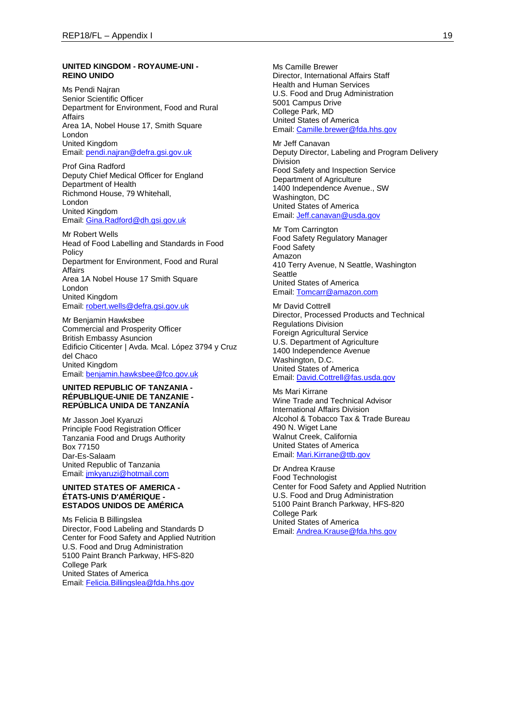**UNITED KINGDOM - ROYAUME-UNI - REINO UNIDO**

Ms Pendi Najran
Senior Scientific Officer
Department for Environment, Food and Rural Affairs
Area 1A, Nobel House 17, Smith Square
London
United Kingdom
Email: pendi.najran@defra.gsi.gov.uk

Prof Gina Radford
Deputy Chief Medical Officer for England
Department of Health
Richmond House, 79 Whitehall,
London
United Kingdom
Email: Gina.Radford@dh.gsi.gov.uk

Mr Robert Wells
Head of Food Labelling and Standards in Food Policy
Department for Environment, Food and Rural Affairs
Area 1A Nobel House 17 Smith Square
London
United Kingdom
Email: robert.wells@defra.gsi.gov.uk

Mr Benjamin Hawksbee
Commercial and Prosperity Officer
British Embassy Asuncion
Edificio Citicenter | Avda. Mcal. López 3794 y Cruz del Chaco
United Kingdom
Email: benjamin.hawksbee@fco.gov.uk

**UNITED REPUBLIC OF TANZANIA - RÉPUBLIQUE-UNIE DE TANZANIE - REPÚBLICA UNIDA DE TANZANÍA**

Mr Jasson Joel Kyaruzi
Principle Food Registration Officer
Tanzania Food and Drugs Authority
Box 77150
Dar-Es-Salaam
United Republic of Tanzania
Email: jmkyaruzi@hotmail.com

**UNITED STATES OF AMERICA - ÉTATS-UNIS D'AMÉRIQUE - ESTADOS UNIDOS DE AMÉRICA**

Ms Felicia B Billingslea
Director, Food Labeling and Standards D
Center for Food Safety and Applied Nutrition
U.S. Food and Drug Administration
5100 Paint Branch Parkway, HFS-820
College Park
United States of America
Email: Felicia.Billingslea@fda.hhs.gov

Ms Camille Brewer
Director, International Affairs Staff
Health and Human Services
U.S. Food and Drug Administration
5001 Campus Drive
College Park, MD
United States of America
Email: Camille.brewer@fda.hhs.gov

Mr Jeff Canavan
Deputy Director, Labeling and Program Delivery Division
Food Safety and Inspection Service
Department of Agriculture
1400 Independence Avenue., SW
Washington, DC
United States of America
Email: Jeff.canavan@usda.gov

Mr Tom Carrington
Food Safety Regulatory Manager
Food Safety
Amazon
410 Terry Avenue, N Seattle, Washington
Seattle
United States of America
Email: Tomcarr@amazon.com

Mr David Cottrell
Director, Processed Products and Technical Regulations Division
Foreign Agricultural Service
U.S. Department of Agriculture
1400 Independence Avenue
Washington, D.C.
United States of America
Email: David.Cottrell@fas.usda.gov

Ms Mari Kirrane
Wine Trade and Technical Advisor
International Affairs Division
Alcohol & Tobacco Tax & Trade Bureau
490 N. Wiget Lane
Walnut Creek, California
United States of America
Email: Mari.Kirrane@ttb.gov

Dr Andrea Krause
Food Technologist
Center for Food Safety and Applied Nutrition
U.S. Food and Drug Administration
5100 Paint Branch Parkway, HFS-820
College Park
United States of America
Email: Andrea.Krause@fda.hhs.gov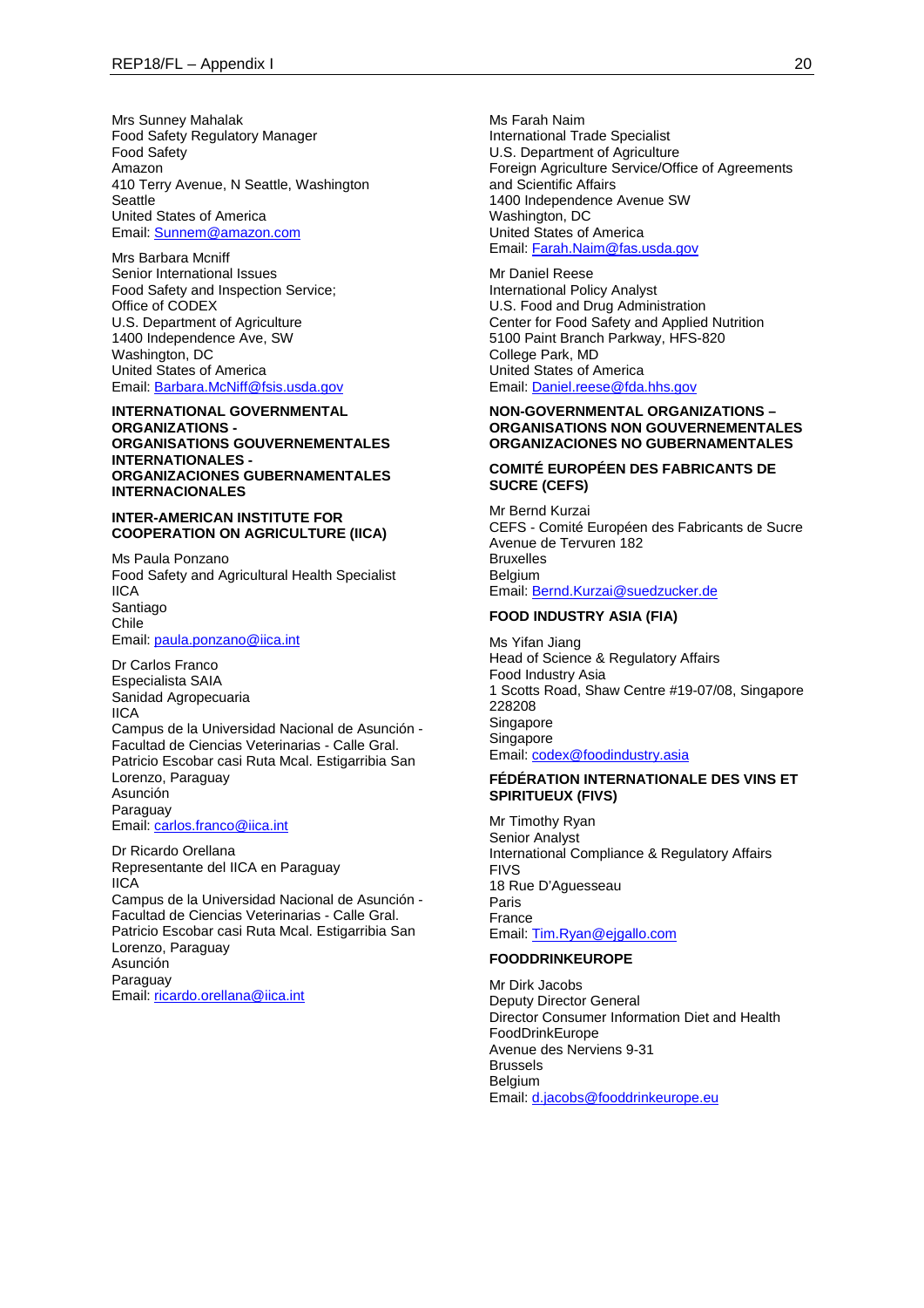Mrs Sunney Mahalak
Food Safety Regulatory Manager
Food Safety
Amazon
410 Terry Avenue, N Seattle, Washington
Seattle
United States of America
Email: Sunnem@amazon.com

Mrs Barbara Mcniff
Senior International Issues
Food Safety and Inspection Service;
Office of CODEX
U.S. Department of Agriculture
1400 Independence Ave, SW
Washington, DC
United States of America
Email: Barbara.McNiff@fsis.usda.gov

**INTERNATIONAL GOVERNMENTAL ORGANIZATIONS - ORGANISATIONS GOUVERNEMENTALES INTERNATIONALES - ORGANIZACIONES GUBERNAMENTALES INTERNACIONALES**

**INTER-AMERICAN INSTITUTE FOR COOPERATION ON AGRICULTURE (IICA)**

Ms Paula Ponzano
Food Safety and Agricultural Health Specialist
IICA
Santiago
Chile
Email: paula.ponzano@iica.int

Dr Carlos Franco
Especialista SAIA
Sanidad Agropecuaria
IICA
Campus de la Universidad Nacional de Asunción - Facultad de Ciencias Veterinarias - Calle Gral. Patricio Escobar casi Ruta Mcal. Estigarribia San Lorenzo, Paraguay
Asunción
Paraguay
Email: carlos.franco@iica.int

Dr Ricardo Orellana
Representante del IICA en Paraguay
IICA
Campus de la Universidad Nacional de Asunción - Facultad de Ciencias Veterinarias - Calle Gral. Patricio Escobar casi Ruta Mcal. Estigarribia San Lorenzo, Paraguay
Asunción
Paraguay
Email: ricardo.orellana@iica.int

Ms Farah Naim
International Trade Specialist
U.S. Department of Agriculture
Foreign Agriculture Service/Office of Agreements and Scientific Affairs
1400 Independence Avenue SW
Washington, DC
United States of America
Email: Farah.Naim@fas.usda.gov

Mr Daniel Reese
International Policy Analyst
U.S. Food and Drug Administration
Center for Food Safety and Applied Nutrition
5100 Paint Branch Parkway, HFS-820
College Park, MD
United States of America
Email: Daniel.reese@fda.hhs.gov

**NON-GOVERNMENTAL ORGANIZATIONS – ORGANISATIONS NON GOUVERNEMENTALES ORGANIZACIONES NO GUBERNAMENTALES**

**COMITÉ EUROPÉEN DES FABRICANTS DE SUCRE (CEFS)**

Mr Bernd Kurzai
CEFS - Comité Européen des Fabricants de Sucre
Avenue de Tervuren 182
Bruxelles
Belgium
Email: Bernd.Kurzai@suedzucker.de

**FOOD INDUSTRY ASIA (FIA)**

Ms Yifan Jiang
Head of Science & Regulatory Affairs
Food Industry Asia
1 Scotts Road, Shaw Centre #19-07/08, Singapore 228208
Singapore
Singapore
Email: codex@foodindustry.asia

**FÉDÉRATION INTERNATIONALE DES VINS ET SPIRITUEUX (FIVS)**

Mr Timothy Ryan
Senior Analyst
International Compliance & Regulatory Affairs
FIVS
18 Rue D'Aguesseau
Paris
France
Email: Tim.Ryan@ejgallo.com

**FOODDRINKEUROPE**

Mr Dirk Jacobs
Deputy Director General
Director Consumer Information Diet and Health
FoodDrinkEurope
Avenue des Nerviens 9-31
Brussels
Belgium
Email: d.jacobs@fooddrinkeurope.eu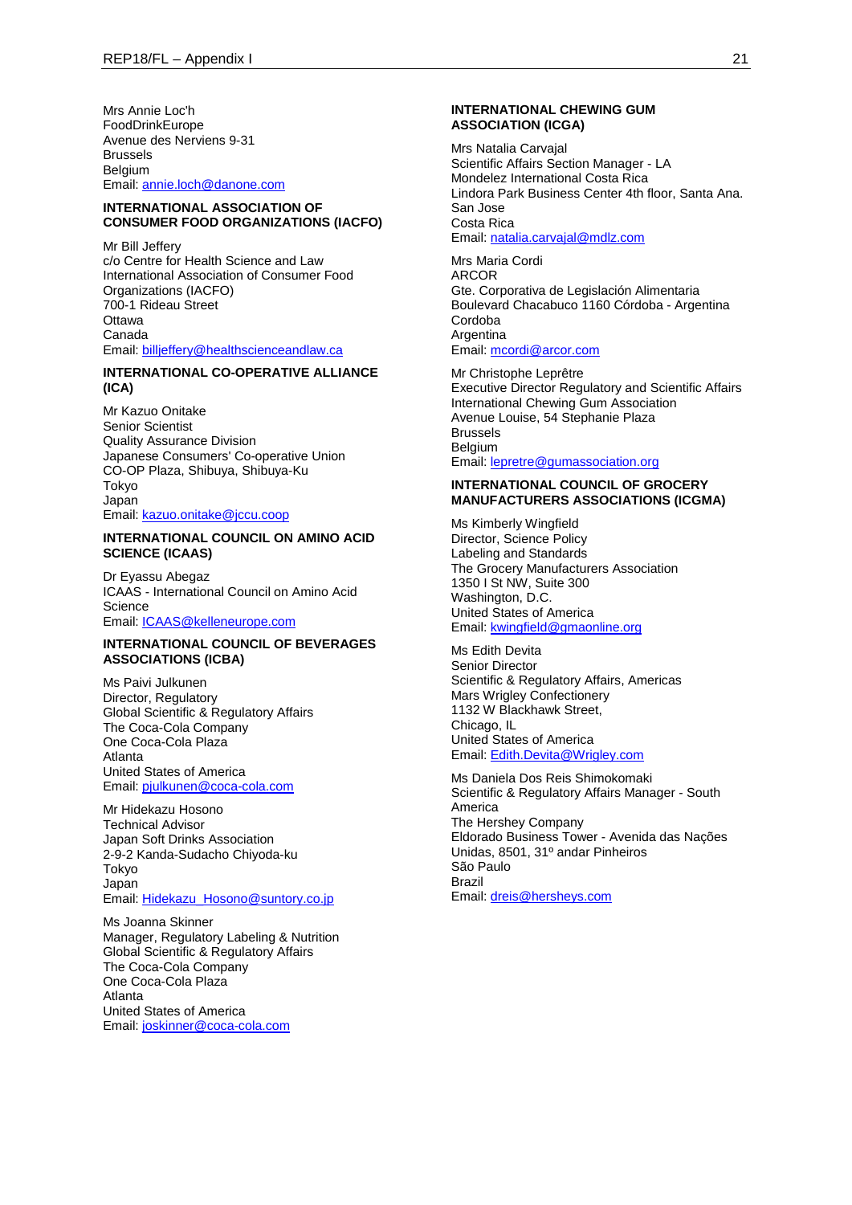Mrs Annie Loc'h
FoodDrinkEurope
Avenue des Nerviens 9-31
Brussels
Belgium
Email: annie.loch@danone.com

**INTERNATIONAL ASSOCIATION OF CONSUMER FOOD ORGANIZATIONS (IACFO)**

Mr Bill Jeffery
c/o Centre for Health Science and Law
International Association of Consumer Food Organizations (IACFO)
700-1 Rideau Street
Ottawa
Canada
Email: billjeffery@healthscienceandlaw.ca

**INTERNATIONAL CO-OPERATIVE ALLIANCE (ICA)**

Mr Kazuo Onitake
Senior Scientist
Quality Assurance Division
Japanese Consumers' Co-operative Union
CO-OP Plaza, Shibuya, Shibuya-Ku
Tokyo
Japan
Email: kazuo.onitake@jccu.coop

**INTERNATIONAL COUNCIL ON AMINO ACID SCIENCE (ICAAS)**

Dr Eyassu Abegaz
ICAAS - International Council on Amino Acid Science
Email: ICAAS@kelleneurope.com

**INTERNATIONAL COUNCIL OF BEVERAGES ASSOCIATIONS (ICBA)**

Ms Paivi Julkunen
Director, Regulatory
Global Scientific & Regulatory Affairs
The Coca-Cola Company
One Coca-Cola Plaza
Atlanta
United States of America
Email: pjulkunen@coca-cola.com

Mr Hidekazu Hosono
Technical Advisor
Japan Soft Drinks Association
2-9-2 Kanda-Sudacho Chiyoda-ku
Tokyo
Japan
Email: Hidekazu_Hosono@suntory.co.jp

Ms Joanna Skinner
Manager, Regulatory Labeling & Nutrition
Global Scientific & Regulatory Affairs
The Coca-Cola Company
One Coca-Cola Plaza
Atlanta
United States of America
Email: joskinner@coca-cola.com

**INTERNATIONAL CHEWING GUM ASSOCIATION (ICGA)**

Mrs Natalia Carvajal
Scientific Affairs Section Manager - LA
Mondelez International Costa Rica
Lindora Park Business Center 4th floor, Santa Ana.
San Jose
Costa Rica
Email: natalia.carvajal@mdlz.com

Mrs Maria Cordi
ARCOR
Gte. Corporativa de Legislación Alimentaria
Boulevard Chacabuco 1160 Córdoba - Argentina
Cordoba
Argentina
Email: mcordi@arcor.com

Mr Christophe Leprêtre
Executive Director Regulatory and Scientific Affairs
International Chewing Gum Association
Avenue Louise, 54 Stephanie Plaza
Brussels
Belgium
Email: lepretre@gumassociation.org

**INTERNATIONAL COUNCIL OF GROCERY MANUFACTURERS ASSOCIATIONS (ICGMA)**

Ms Kimberly Wingfield
Director, Science Policy
Labeling and Standards
The Grocery Manufacturers Association
1350 I St NW, Suite 300
Washington, D.C.
United States of America
Email: kwingfield@gmaonline.org

Ms Edith Devita
Senior Director
Scientific & Regulatory Affairs, Americas
Mars Wrigley Confectionery
1132 W Blackhawk Street,
Chicago, IL
United States of America
Email: Edith.Devita@Wrigley.com

Ms Daniela Dos Reis Shimokomaki
Scientific & Regulatory Affairs Manager - South America
The Hershey Company
Eldorado Business Tower - Avenida das Nações Unidas, 8501, 31º andar Pinheiros
São Paulo
Brazil
Email: dreis@hersheys.com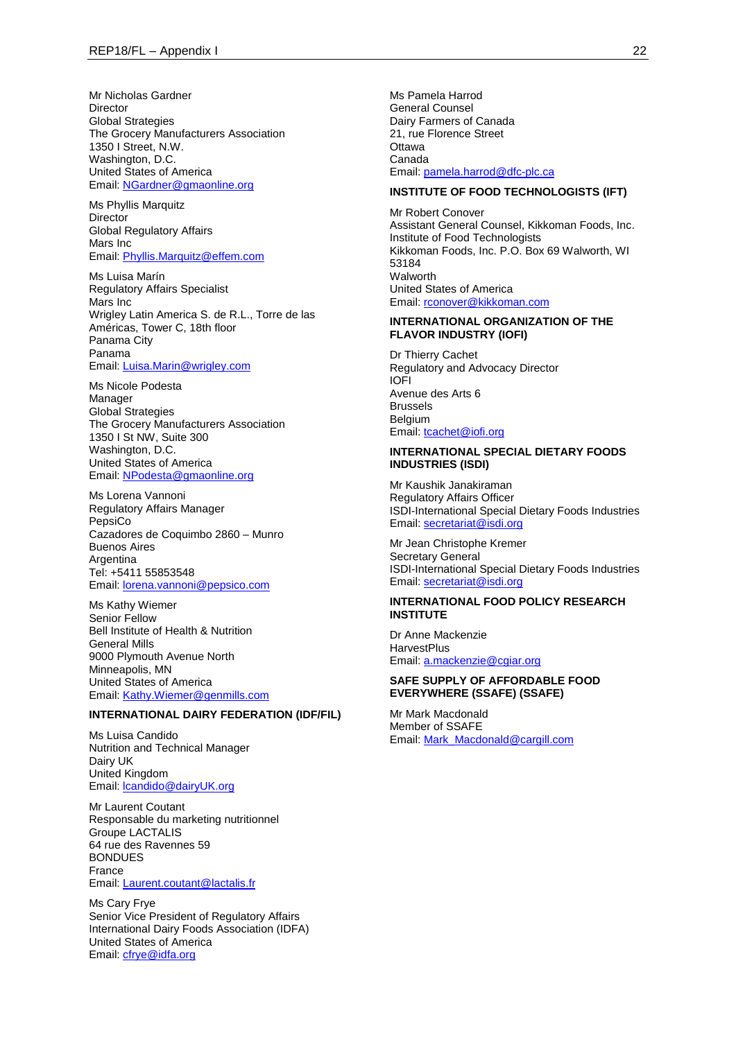Mr Nicholas Gardner
Director
Global Strategies
The Grocery Manufacturers Association
1350 I Street, N.W.
Washington, D.C.
United States of America
Email: NGardner@gmaonline.org

Ms Phyllis Marquitz
Director
Global Regulatory Affairs
Mars Inc
Email: Phyllis.Marquitz@effem.com

Ms Luisa Marín
Regulatory Affairs Specialist
Mars Inc
Wrigley Latin America S. de R.L., Torre de las Américas, Tower C, 18th floor
Panama City
Panama
Email: Luisa.Marin@wrigley.com

Ms Nicole Podesta
Manager
Global Strategies
The Grocery Manufacturers Association
1350 I St NW, Suite 300
Washington, D.C.
United States of America
Email: NPodesta@gmaonline.org

Ms Lorena Vannoni
Regulatory Affairs Manager
PepsiCo
Cazadores de Coquimbo 2860 – Munro
Buenos Aires
Argentina
Tel: +5411 55853548
Email: lorena.vannoni@pepsico.com

Ms Kathy Wiemer
Senior Fellow
Bell Institute of Health & Nutrition
General Mills
9000 Plymouth Avenue North
Minneapolis, MN
United States of America
Email: Kathy.Wiemer@genmills.com

**INTERNATIONAL DAIRY FEDERATION (IDF/FIL)**

Ms Luisa Candido
Nutrition and Technical Manager
Dairy UK
United Kingdom
Email: lcandido@dairyUK.org

Mr Laurent Coutant
Responsable du marketing nutritionnel
Groupe LACTALIS
64 rue des Ravennes 59
BONDUES
France
Email: Laurent.coutant@lactalis.fr

Ms Cary Frye
Senior Vice President of Regulatory Affairs
International Dairy Foods Association (IDFA)
United States of America
Email: cfrye@idfa.org

Ms Pamela Harrod
General Counsel
Dairy Farmers of Canada
21, rue Florence Street
Ottawa
Canada
Email: pamela.harrod@dfc-plc.ca

**INSTITUTE OF FOOD TECHNOLOGISTS (IFT)**

Mr Robert Conover
Assistant General Counsel, Kikkoman Foods, Inc.
Institute of Food Technologists
Kikkoman Foods, Inc. P.O. Box 69 Walworth, WI 53184
Walworth
United States of America
Email: rconover@kikkoman.com

**INTERNATIONAL ORGANIZATION OF THE FLAVOR INDUSTRY (IOFI)**

Dr Thierry Cachet
Regulatory and Advocacy Director
IOFI
Avenue des Arts 6
Brussels
Belgium
Email: tcachet@iofi.org

**INTERNATIONAL SPECIAL DIETARY FOODS INDUSTRIES (ISDI)**

Mr Kaushik Janakiraman
Regulatory Affairs Officer
ISDI-International Special Dietary Foods Industries
Email: secretariat@isdi.org

Mr Jean Christophe Kremer
Secretary General
ISDI-International Special Dietary Foods Industries
Email: secretariat@isdi.org

**INTERNATIONAL FOOD POLICY RESEARCH INSTITUTE**

Dr Anne Mackenzie
HarvestPlus
Email: a.mackenzie@cgiar.org

**SAFE SUPPLY OF AFFORDABLE FOOD EVERYWHERE (SSAFE) (SSAFE)**

Mr Mark Macdonald
Member of SSAFE
Email: Mark_Macdonald@cargill.com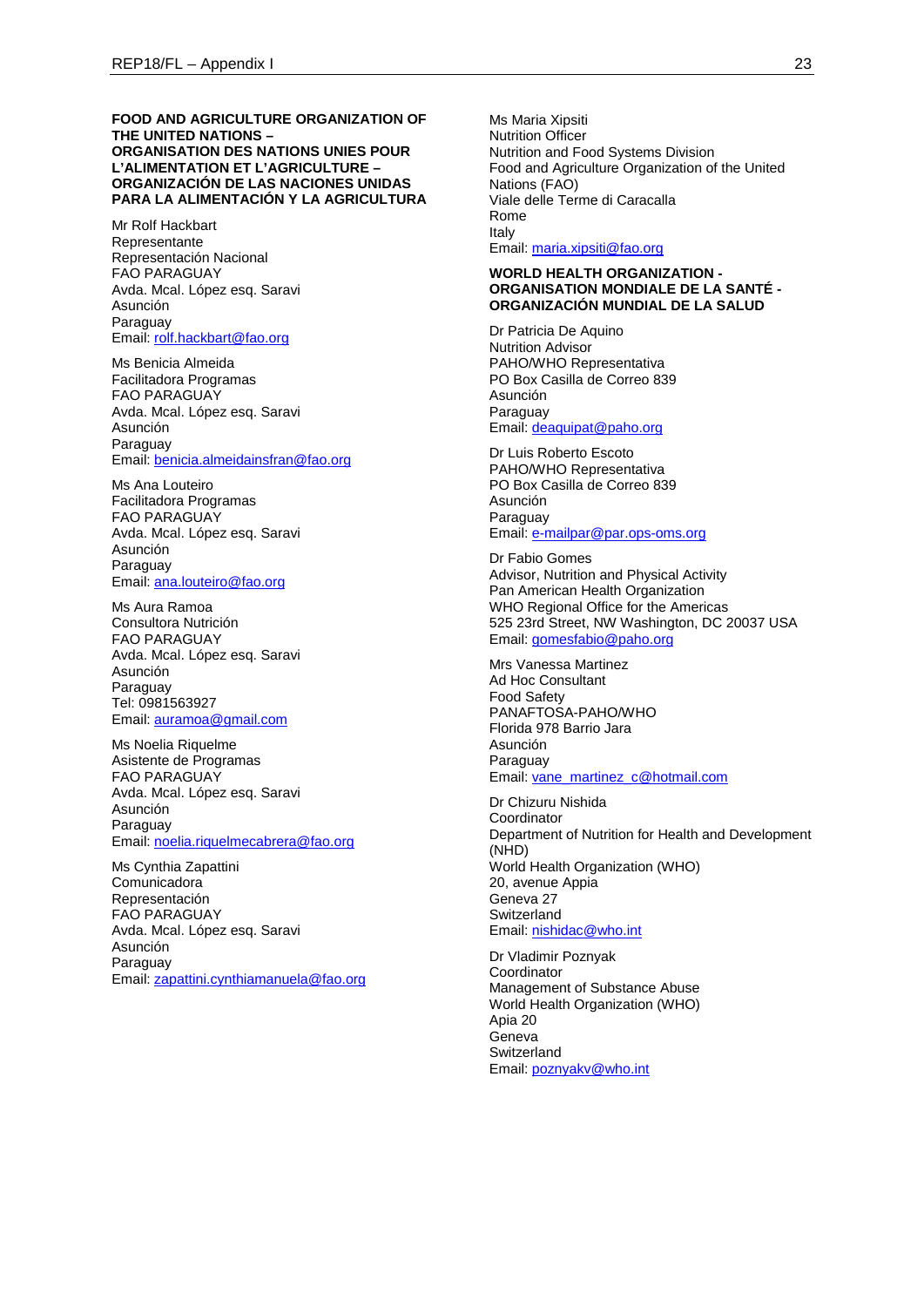**FOOD AND AGRICULTURE ORGANIZATION OF THE UNITED NATIONS – ORGANISATION DES NATIONS UNIES POUR L'ALIMENTATION ET L'AGRICULTURE – ORGANIZACIÓN DE LAS NACIONES UNIDAS PARA LA ALIMENTACIÓN Y LA AGRICULTURA**

Mr Rolf Hackbart
Representante
Representación Nacional
FAO PARAGUAY
Avda. Mcal. López esq. Saravi
Asunción
Paraguay
Email: rolf.hackbart@fao.org

Ms Benicia Almeida
Facilitadora Programas
FAO PARAGUAY
Avda. Mcal. López esq. Saravi
Asunción
Paraguay
Email: benicia.almeidainsfran@fao.org

Ms Ana Louteiro
Facilitadora Programas
FAO PARAGUAY
Avda. Mcal. López esq. Saravi
Asunción
Paraguay
Email: ana.louteiro@fao.org

Ms Aura Ramoa
Consultora Nutrición
FAO PARAGUAY
Avda. Mcal. López esq. Saravi
Asunción
Paraguay
Tel: 0981563927
Email: auramoa@gmail.com

Ms Noelia Riquelme
Asistente de Programas
FAO PARAGUAY
Avda. Mcal. López esq. Saravi
Asunción
Paraguay
Email: noelia.riquelmecabrera@fao.org

Ms Cynthia Zapattini
Comunicadora
Representación
FAO PARAGUAY
Avda. Mcal. López esq. Saravi
Asunción
Paraguay
Email: zapattini.cynthiamanuela@fao.org

Ms Maria Xipsiti
Nutrition Officer
Nutrition and Food Systems Division
Food and Agriculture Organization of the United Nations (FAO)
Viale delle Terme di Caracalla
Rome
Italy
Email: maria.xipsiti@fao.org

**WORLD HEALTH ORGANIZATION - ORGANISATION MONDIALE DE LA SANTÉ - ORGANIZACIÓN MUNDIAL DE LA SALUD**

Dr Patricia De Aquino
Nutrition Advisor
PAHO/WHO Representativa
PO Box Casilla de Correo 839
Asunción
Paraguay
Email: deaquipat@paho.org

Dr Luis Roberto Escoto
PAHO/WHO Representativa
PO Box Casilla de Correo 839
Asunción
Paraguay
Email: e-mailpar@par.ops-oms.org

Dr Fabio Gomes
Advisor, Nutrition and Physical Activity
Pan American Health Organization
WHO Regional Office for the Americas
525 23rd Street, NW Washington, DC 20037 USA
Email: gomesfabio@paho.org

Mrs Vanessa Martinez
Ad Hoc Consultant
Food Safety
PANAFTOSA-PAHO/WHO
Florida 978 Barrio Jara
Asunción
Paraguay
Email: vane_martinez_c@hotmail.com

Dr Chizuru Nishida
Coordinator
Department of Nutrition for Health and Development (NHD)
World Health Organization (WHO)
20, avenue Appia
Geneva 27
Switzerland
Email: nishidac@who.int

Dr Vladimir Poznyak
Coordinator
Management of Substance Abuse
World Health Organization (WHO)
Apia 20
Geneva
Switzerland
Email: poznyakv@who.int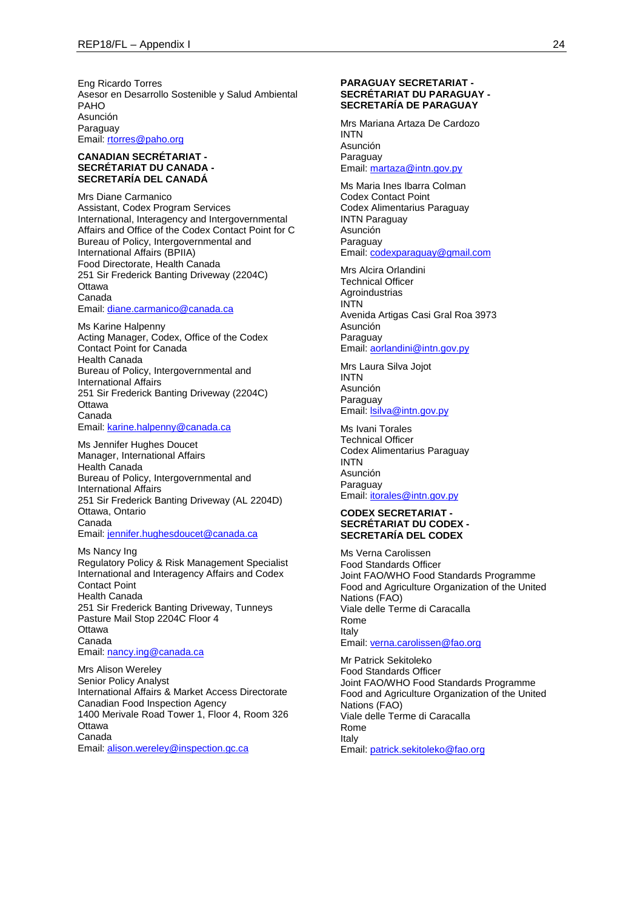Eng Ricardo Torres
Asesor en Desarrollo Sostenible y Salud Ambiental
PAHO
Asunción
Paraguay
Email: rtorres@paho.org

**CANADIAN SECRÉTARIAT - SECRÉTARIAT DU CANADA - SECRETARÍA DEL CANADÁ**

Mrs Diane Carmanico
Assistant, Codex Program Services
International, Interagency and Intergovernmental Affairs and Office of the Codex Contact Point for C
Bureau of Policy, Intergovernmental and International Affairs (BPIIA)
Food Directorate, Health Canada
251 Sir Frederick Banting Driveway (2204C)
Ottawa
Canada
Email: diane.carmanico@canada.ca

Ms Karine Halpenny
Acting Manager, Codex, Office of the Codex Contact Point for Canada
Health Canada
Bureau of Policy, Intergovernmental and International Affairs
251 Sir Frederick Banting Driveway (2204C)
Ottawa
Canada
Email: karine.halpenny@canada.ca

Ms Jennifer Hughes Doucet
Manager, International Affairs
Health Canada
Bureau of Policy, Intergovernmental and International Affairs
251 Sir Frederick Banting Driveway (AL 2204D)
Ottawa, Ontario
Canada
Email: jennifer.hughesdoucet@canada.ca

Ms Nancy Ing
Regulatory Policy & Risk Management Specialist
International and Interagency Affairs and Codex Contact Point
Health Canada
251 Sir Frederick Banting Driveway, Tunneys Pasture Mail Stop 2204C Floor 4
Ottawa
Canada
Email: nancy.ing@canada.ca

Mrs Alison Wereley
Senior Policy Analyst
International Affairs & Market Access Directorate
Canadian Food Inspection Agency
1400 Merivale Road Tower 1, Floor 4, Room 326
Ottawa
Canada
Email: alison.wereley@inspection.gc.ca

**PARAGUAY SECRETARIAT - SECRÉTARIAT DU PARAGUAY - SECRETARÍA DE PARAGUAY**

Mrs Mariana Artaza De Cardozo
INTN
Asunción
Paraguay
Email: martaza@intn.gov.py

Ms Maria Ines Ibarra Colman
Codex Contact Point
Codex Alimentarius Paraguay
INTN Paraguay
Asunción
Paraguay
Email: codexparaguay@gmail.com

Mrs Alcira Orlandini
Technical Officer
Agroindustrias
INTN
Avenida Artigas Casi Gral Roa 3973
Asunción
Paraguay
Email: aorlandini@intn.gov.py

Mrs Laura Silva Jojot
INTN
Asunción
Paraguay
Email: lsilva@intn.gov.py

Ms Ivani Torales
Technical Officer
Codex Alimentarius Paraguay
INTN
Asunción
Paraguay
Email: itorales@intn.gov.py

**CODEX SECRETARIAT - SECRÉTARIAT DU CODEX - SECRETARÍA DEL CODEX**

Ms Verna Carolissen
Food Standards Officer
Joint FAO/WHO Food Standards Programme
Food and Agriculture Organization of the United Nations (FAO)
Viale delle Terme di Caracalla
Rome
Italy
Email: verna.carolissen@fao.org

Mr Patrick Sekitoleko
Food Standards Officer
Joint FAO/WHO Food Standards Programme
Food and Agriculture Organization of the United Nations (FAO)
Viale delle Terme di Caracalla
Rome
Italy
Email: patrick.sekitoleko@fao.org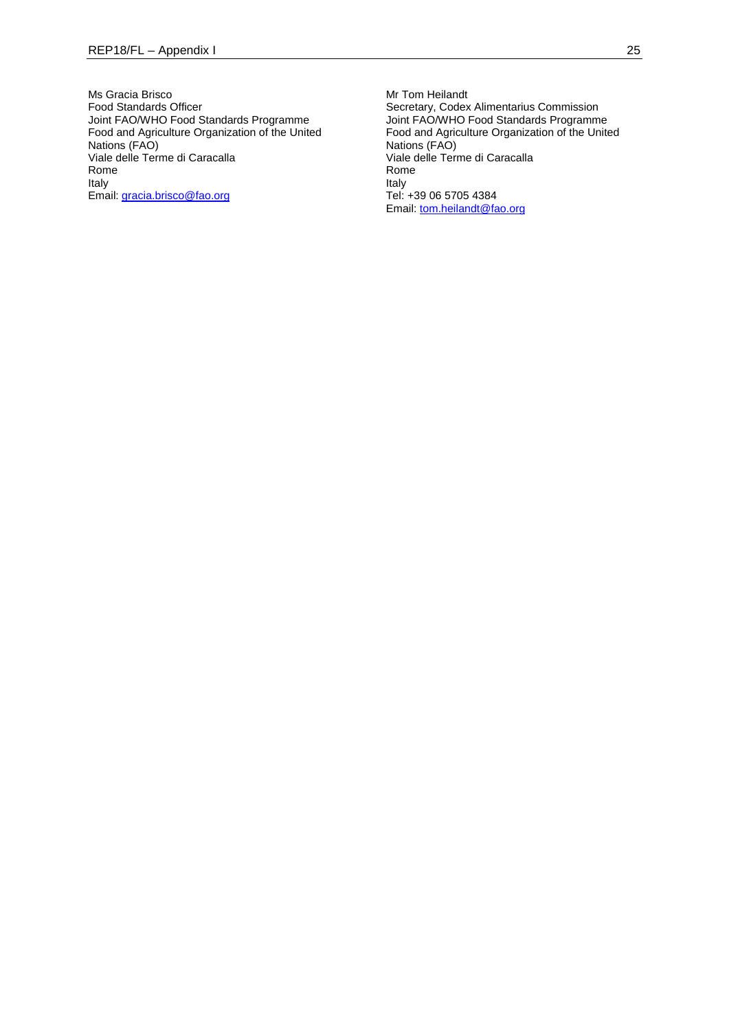Ms Gracia Brisco
Food Standards Officer
Joint FAO/WHO Food Standards Programme
Food and Agriculture Organization of the United Nations (FAO)
Viale delle Terme di Caracalla
Rome
Italy
Email: gracia.brisco@fao.org

Mr Tom Heilandt
Secretary, Codex Alimentarius Commission
Joint FAO/WHO Food Standards Programme
Food and Agriculture Organization of the United Nations (FAO)
Viale delle Terme di Caracalla
Rome
Italy
Tel: +39 06 5705 4384
Email: tom.heilandt@fao.org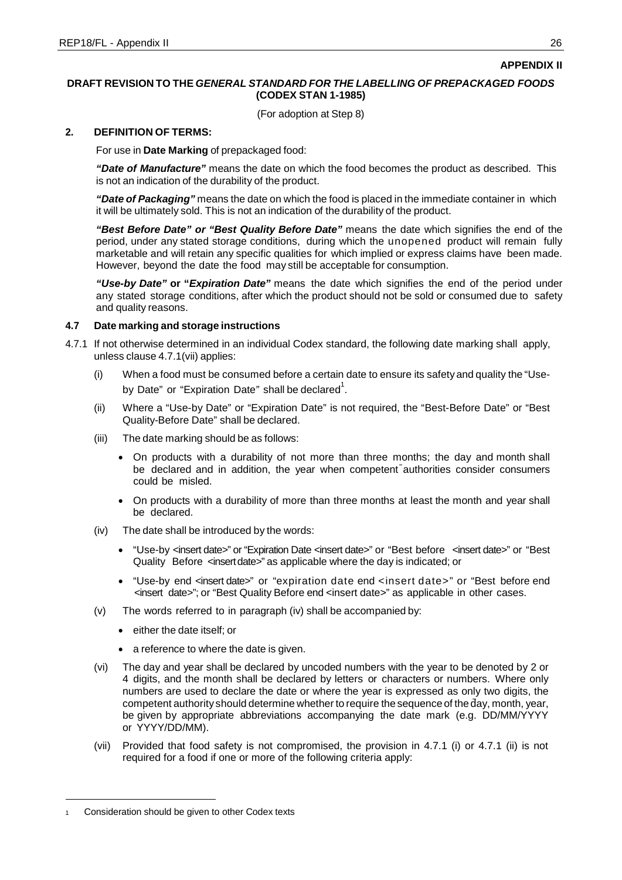**APPENDIX II**

**DRAFT REVISION TO THE *GENERAL STANDARD FOR THE LABELLING OF PREPACKAGED FOODS* (CODEX STAN 1-1985)**

(For adoption at Step 8)

## 2. DEFINITION OF TERMS:

For use in **Date Marking** of prepackaged food:

***"Date of Manufacture"*** means the date on which the food becomes the product as described. This is not an indication of the durability of the product.

***"Date of Packaging"*** means the date on which the food is placed in the immediate container in which it will be ultimately sold. This is not an indication of the durability of the product.

***"Best Before Date" or "Best Quality Before Date"*** means the date which signifies the end of the period, under any stated storage conditions, during which the unopened product will remain fully marketable and will retain any specific qualities for which implied or express claims have been made. However, beyond the date the food may still be acceptable for consumption.

***"Use-by Date"* or "*Expiration Date"*** means the date which signifies the end of the period under any stated storage conditions, after which the product should not be sold or consumed due to safety and quality reasons.

### 4.7 Date marking and storage instructions

4.7.1 If not otherwise determined in an individual Codex standard, the following date marking shall apply, unless clause 4.7.1(vii) applies:

(i) When a food must be consumed before a certain date to ensure its safety and quality the "Use-by Date" or "Expiration Date" shall be declared[1].

(ii) Where a "Use-by Date" or "Expiration Date" is not required, the "Best-Before Date" or "Best Quality-Before Date" shall be declared.

(iii) The date marking should be as follows:

- On products with a durability of not more than three months; the day and month shall be declared and in addition, the year when competent authorities consider consumers could be misled.
- On products with a durability of more than three months at least the month and year shall be declared.

(iv) The date shall be introduced by the words:

- "Use-by <insert date>" or "Expiration Date <insert date>" or "Best before <insert date>" or "Best Quality Before <insert date>" as applicable where the day is indicated; or
- "Use-by end <insert date>" or "expiration date end <insert date>" or "Best before end <insert date>"; or "Best Quality Before end <insert date>" as applicable in other cases.

(v) The words referred to in paragraph (iv) shall be accompanied by:

- either the date itself; or
- a reference to where the date is given.

(vi) The day and year shall be declared by uncoded numbers with the year to be denoted by 2 or 4 digits, and the month shall be declared by letters or characters or numbers. Where only numbers are used to declare the date or where the year is expressed as only two digits, the competent authority should determine whether to require the sequence of the day, month, year, be given by appropriate abbreviations accompanying the date mark (e.g. DD/MM/YYYY or YYYY/DD/MM).

(vii) Provided that food safety is not compromised, the provision in 4.7.1 (i) or 4.7.1 (ii) is not required for a food if one or more of the following criteria apply:

---

[1] Consideration should be given to other Codex texts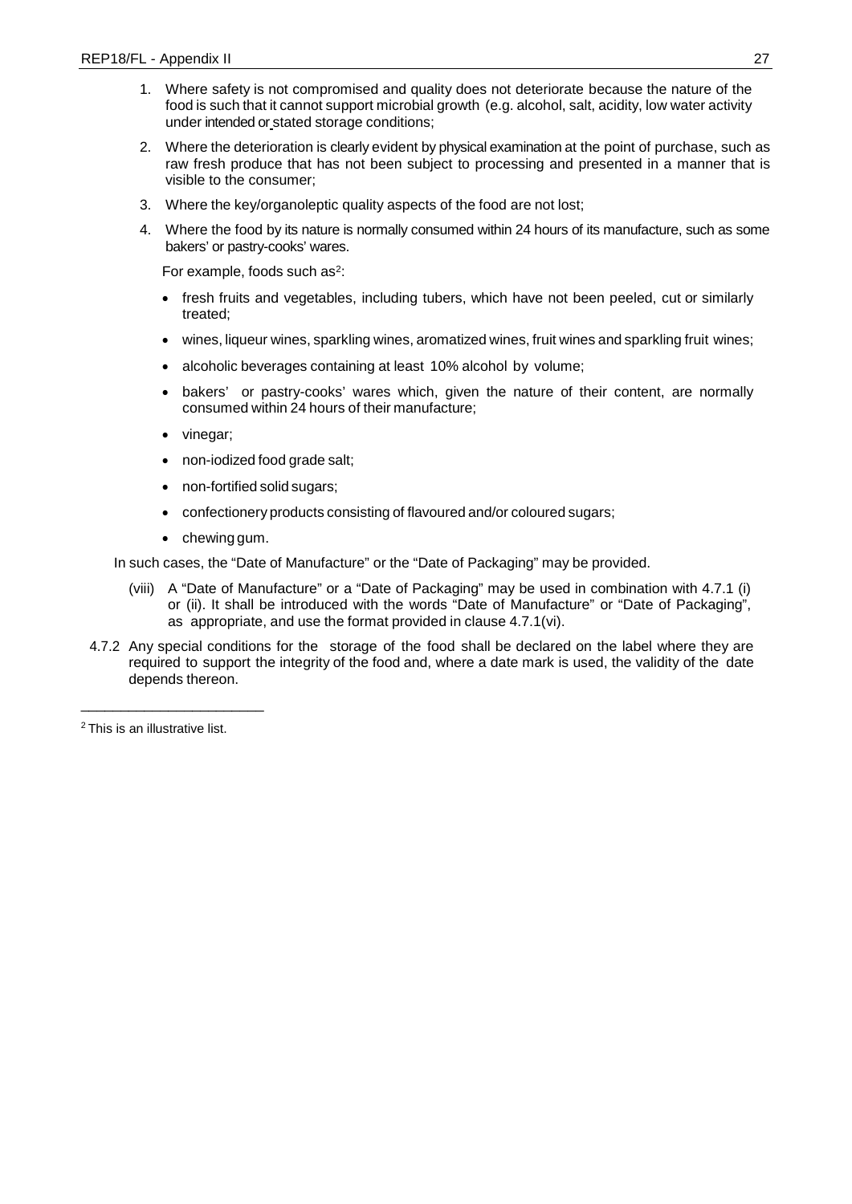1. Where safety is not compromised and quality does not deteriorate because the nature of the food is such that it cannot support microbial growth (e.g. alcohol, salt, acidity, low water activity under intended or stated storage conditions;
2. Where the deterioration is clearly evident by physical examination at the point of purchase, such as raw fresh produce that has not been subject to processing and presented in a manner that is visible to the consumer;
3. Where the key/organoleptic quality aspects of the food are not lost;
4. Where the food by its nature is normally consumed within 24 hours of its manufacture, such as some bakers' or pastry-cooks' wares.

   For example, foods such as[2]:

   - fresh fruits and vegetables, including tubers, which have not been peeled, cut or similarly treated;
   - wines, liqueur wines, sparkling wines, aromatized wines, fruit wines and sparkling fruit wines;
   - alcoholic beverages containing at least 10% alcohol by volume;
   - bakers' or pastry-cooks' wares which, given the nature of their content, are normally consumed within 24 hours of their manufacture;
   - vinegar;
   - non-iodized food grade salt;
   - non-fortified solid sugars;
   - confectionery products consisting of flavoured and/or coloured sugars;
   - chewing gum.

In such cases, the "Date of Manufacture" or the "Date of Packaging" may be provided.

(viii) A "Date of Manufacture" or a "Date of Packaging" may be used in combination with 4.7.1 (i) or (ii). It shall be introduced with the words "Date of Manufacture" or "Date of Packaging", as appropriate, and use the format provided in clause 4.7.1(vi).

4.7.2 Any special conditions for the storage of the food shall be declared on the label where they are required to support the integrity of the food and, where a date mark is used, the validity of the date depends thereon.

---

[2] This is an illustrative list.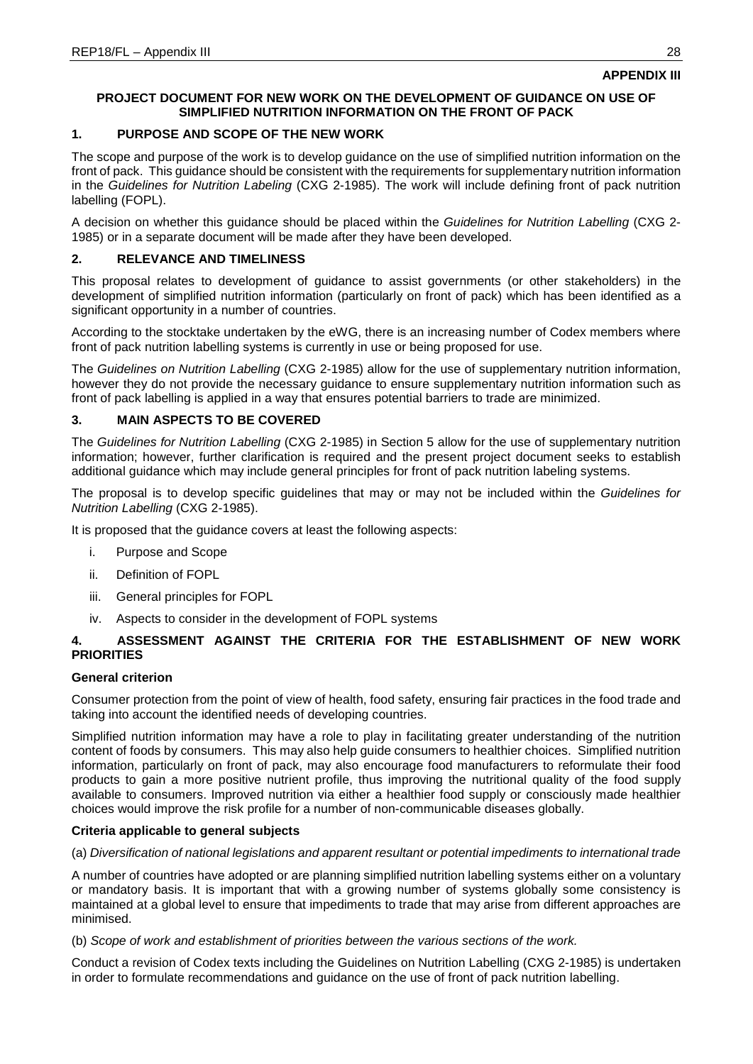**APPENDIX III**

## PROJECT DOCUMENT FOR NEW WORK ON THE DEVELOPMENT OF GUIDANCE ON USE OF SIMPLIFIED NUTRITION INFORMATION ON THE FRONT OF PACK

### 1. PURPOSE AND SCOPE OF THE NEW WORK

The scope and purpose of the work is to develop guidance on the use of simplified nutrition information on the front of pack. This guidance should be consistent with the requirements for supplementary nutrition information in the *Guidelines for Nutrition Labeling* (CXG 2-1985). The work will include defining front of pack nutrition labelling (FOPL).

A decision on whether this guidance should be placed within the *Guidelines for Nutrition Labelling* (CXG 2-1985) or in a separate document will be made after they have been developed.

### 2. RELEVANCE AND TIMELINESS

This proposal relates to development of guidance to assist governments (or other stakeholders) in the development of simplified nutrition information (particularly on front of pack) which has been identified as a significant opportunity in a number of countries.

According to the stocktake undertaken by the eWG, there is an increasing number of Codex members where front of pack nutrition labelling systems is currently in use or being proposed for use.

The *Guidelines on Nutrition Labelling* (CXG 2-1985) allow for the use of supplementary nutrition information, however they do not provide the necessary guidance to ensure supplementary nutrition information such as front of pack labelling is applied in a way that ensures potential barriers to trade are minimized.

### 3. MAIN ASPECTS TO BE COVERED

The *Guidelines for Nutrition Labelling* (CXG 2-1985) in Section 5 allow for the use of supplementary nutrition information; however, further clarification is required and the present project document seeks to establish additional guidance which may include general principles for front of pack nutrition labeling systems.

The proposal is to develop specific guidelines that may or may not be included within the *Guidelines for Nutrition Labelling* (CXG 2-1985).

It is proposed that the guidance covers at least the following aspects:

i. Purpose and Scope
ii. Definition of FOPL
iii. General principles for FOPL
iv. Aspects to consider in the development of FOPL systems

### 4. ASSESSMENT AGAINST THE CRITERIA FOR THE ESTABLISHMENT OF NEW WORK PRIORITIES

**General criterion**

Consumer protection from the point of view of health, food safety, ensuring fair practices in the food trade and taking into account the identified needs of developing countries.

Simplified nutrition information may have a role to play in facilitating greater understanding of the nutrition content of foods by consumers. This may also help guide consumers to healthier choices. Simplified nutrition information, particularly on front of pack, may also encourage food manufacturers to reformulate their food products to gain a more positive nutrient profile, thus improving the nutritional quality of the food supply available to consumers. Improved nutrition via either a healthier food supply or consciously made healthier choices would improve the risk profile for a number of non-communicable diseases globally.

**Criteria applicable to general subjects**

(a) *Diversification of national legislations and apparent resultant or potential impediments to international trade*

A number of countries have adopted or are planning simplified nutrition labelling systems either on a voluntary or mandatory basis. It is important that with a growing number of systems globally some consistency is maintained at a global level to ensure that impediments to trade that may arise from different approaches are minimised.

(b) *Scope of work and establishment of priorities between the various sections of the work.*

Conduct a revision of Codex texts including the Guidelines on Nutrition Labelling (CXG 2-1985) is undertaken in order to formulate recommendations and guidance on the use of front of pack nutrition labelling.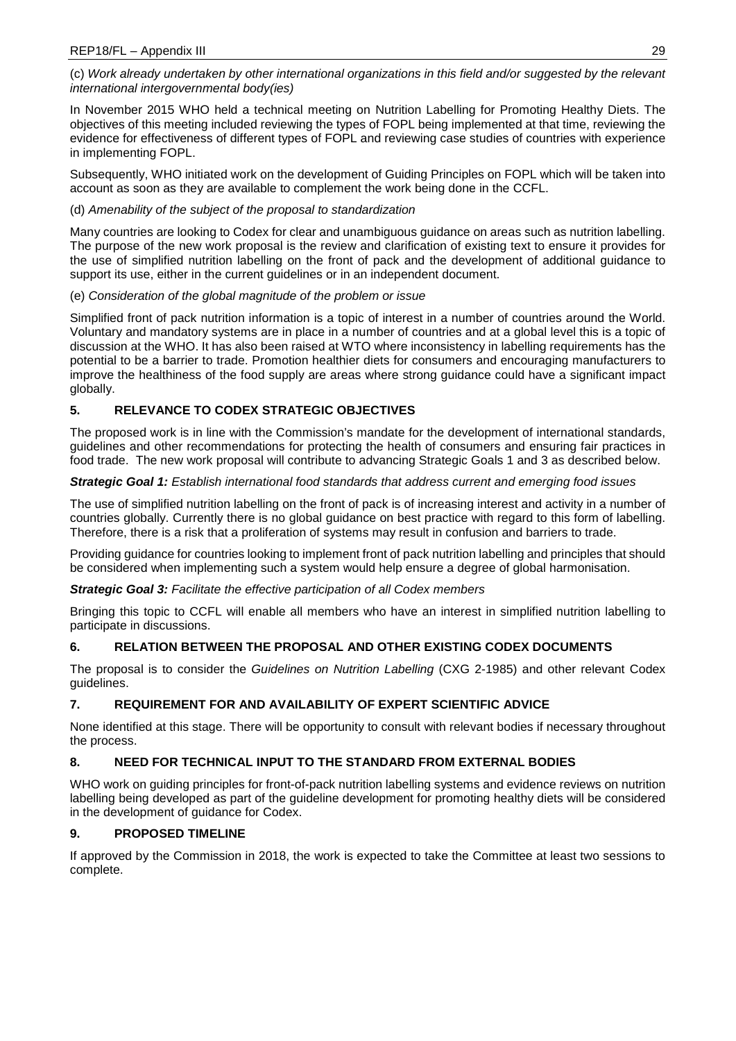(c) *Work already undertaken by other international organizations in this field and/or suggested by the relevant international intergovernmental body(ies)*

In November 2015 WHO held a technical meeting on Nutrition Labelling for Promoting Healthy Diets. The objectives of this meeting included reviewing the types of FOPL being implemented at that time, reviewing the evidence for effectiveness of different types of FOPL and reviewing case studies of countries with experience in implementing FOPL.

Subsequently, WHO initiated work on the development of Guiding Principles on FOPL which will be taken into account as soon as they are available to complement the work being done in the CCFL.

(d) *Amenability of the subject of the proposal to standardization*

Many countries are looking to Codex for clear and unambiguous guidance on areas such as nutrition labelling. The purpose of the new work proposal is the review and clarification of existing text to ensure it provides for the use of simplified nutrition labelling on the front of pack and the development of additional guidance to support its use, either in the current guidelines or in an independent document.

(e) *Consideration of the global magnitude of the problem or issue*

Simplified front of pack nutrition information is a topic of interest in a number of countries around the World. Voluntary and mandatory systems are in place in a number of countries and at a global level this is a topic of discussion at the WHO. It has also been raised at WTO where inconsistency in labelling requirements has the potential to be a barrier to trade. Promotion healthier diets for consumers and encouraging manufacturers to improve the healthiness of the food supply are areas where strong guidance could have a significant impact globally.

## 5. RELEVANCE TO CODEX STRATEGIC OBJECTIVES

The proposed work is in line with the Commission's mandate for the development of international standards, guidelines and other recommendations for protecting the health of consumers and ensuring fair practices in food trade. The new work proposal will contribute to advancing Strategic Goals 1 and 3 as described below.

***Strategic Goal 1:*** *Establish international food standards that address current and emerging food issues*

The use of simplified nutrition labelling on the front of pack is of increasing interest and activity in a number of countries globally. Currently there is no global guidance on best practice with regard to this form of labelling. Therefore, there is a risk that a proliferation of systems may result in confusion and barriers to trade.

Providing guidance for countries looking to implement front of pack nutrition labelling and principles that should be considered when implementing such a system would help ensure a degree of global harmonisation.

***Strategic Goal 3:*** *Facilitate the effective participation of all Codex members*

Bringing this topic to CCFL will enable all members who have an interest in simplified nutrition labelling to participate in discussions.

## 6. RELATION BETWEEN THE PROPOSAL AND OTHER EXISTING CODEX DOCUMENTS

The proposal is to consider the *Guidelines on Nutrition Labelling* (CXG 2-1985) and other relevant Codex guidelines.

## 7. REQUIREMENT FOR AND AVAILABILITY OF EXPERT SCIENTIFIC ADVICE

None identified at this stage. There will be opportunity to consult with relevant bodies if necessary throughout the process.

## 8. NEED FOR TECHNICAL INPUT TO THE STANDARD FROM EXTERNAL BODIES

WHO work on guiding principles for front-of-pack nutrition labelling systems and evidence reviews on nutrition labelling being developed as part of the guideline development for promoting healthy diets will be considered in the development of guidance for Codex.

## 9. PROPOSED TIMELINE

If approved by the Commission in 2018, the work is expected to take the Committee at least two sessions to complete.